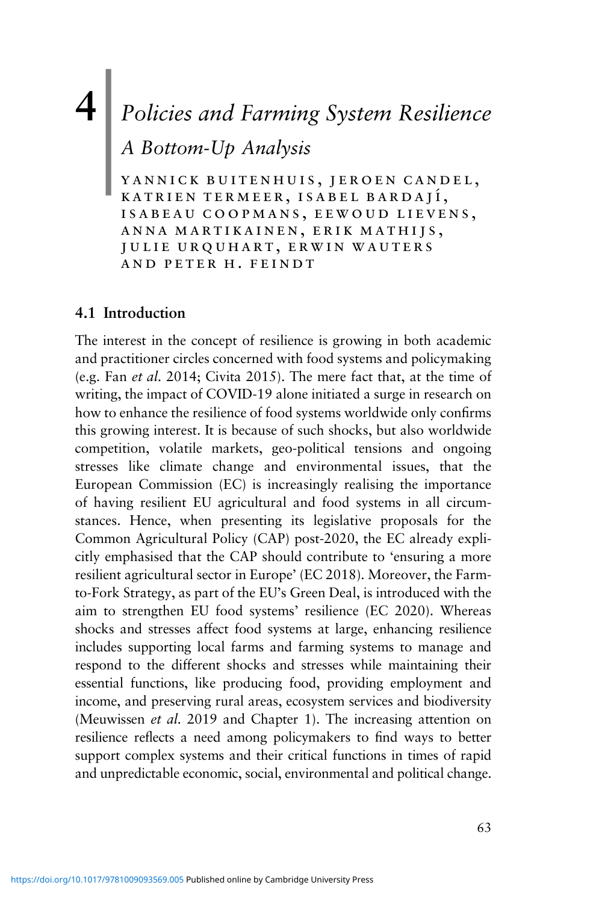# 4 Policies and Farming System Resilience

## A Bottom-Up Analysis

YANNICK BUITENHUIS, JEROEN CANDEL, KATRIEN TERMEER, ISABEL BARDAJÍ, ISABEAU COOPMANS, EEWOUD LIEVENS, ANNA MARTIKAINEN, ERIK MATHIJS, JULIE URQUHART, ERWIN WAUTERS AND PETER H. FEINDT

### 4.1 Introduction

The interest in the concept of resilience is growing in both academic and practitioner circles concerned with food systems and policymaking (e.g. Fan *et al.* 2014; Civita 2015). The mere fact that, at the time of writing, the impact of COVID-19 alone initiated a surge in research on how to enhance the resilience of food systems worldwide only confirms this growing interest. It is because of such shocks, but also worldwide competition, volatile markets, geo-political tensions and ongoing stresses like climate change and environmental issues, that the European Commission (EC) is increasingly realising the importance of having resilient EU agricultural and food systems in all circumstances. Hence, when presenting its legislative proposals for the Common Agricultural Policy (CAP) post-2020, the EC already explicitly emphasised that the CAP should contribute to 'ensuring a more resilient agricultural sector in Europe' (EC 2018). Moreover, the Farm-to-Fork Strategy, as part of the EU's Green Deal, is introduced with the aim to strengthen EU food systems' resilience (EC 2020). Whereas shocks and stresses affect food systems at large, enhancing resilience includes supporting local farms and farming systems to manage and respond to the different shocks and stresses while maintaining their essential functions, like producing food, providing employment and income, and preserving rural areas, ecosystem services and biodiversity (Meuwissen *et al.* 2019 and Chapter 1). The increasing attention on resilience reflects a need among policymakers to find ways to better support complex systems and their critical functions in times of rapid and unpredictable economic, social, environmental and political change.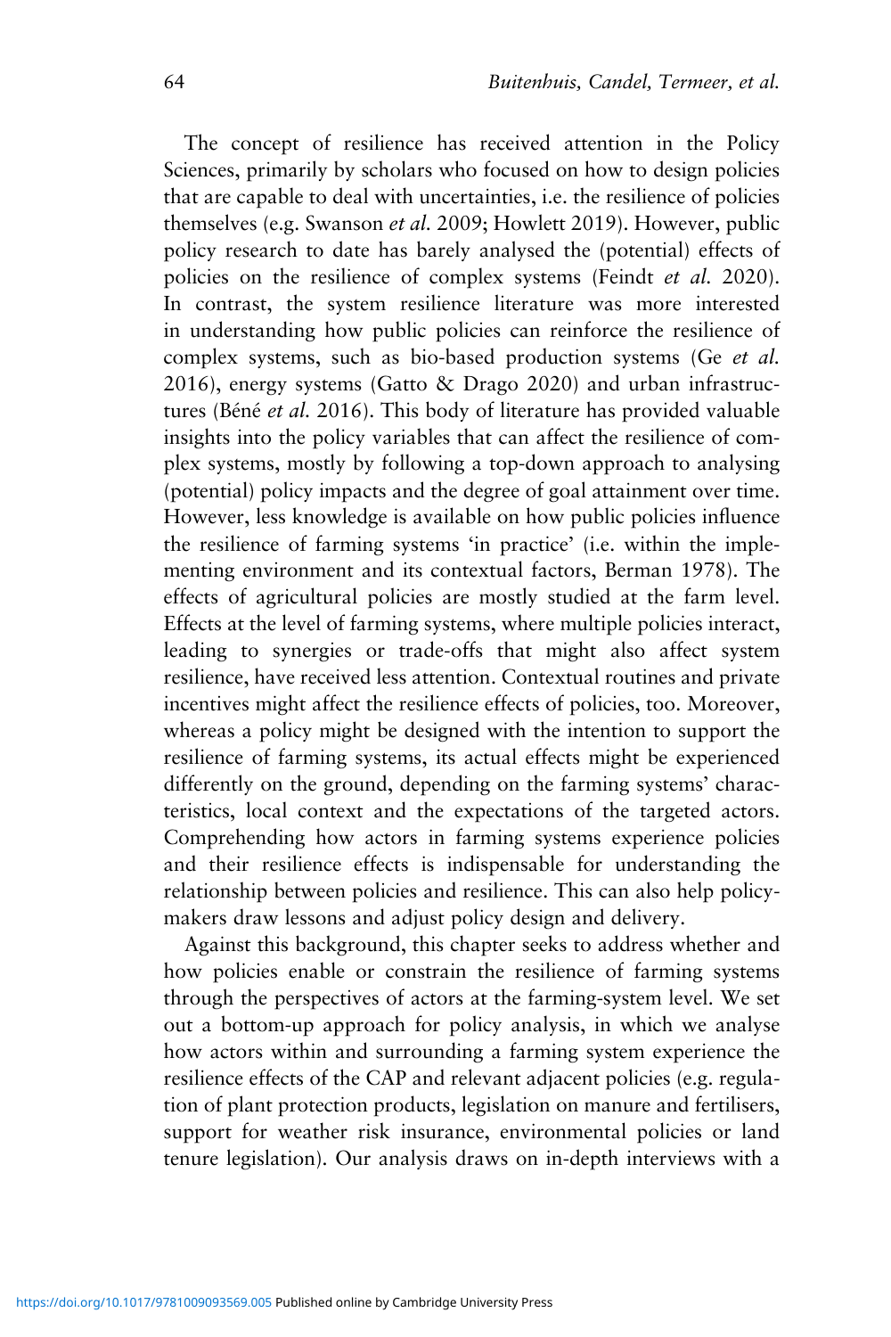The concept of resilience has received attention in the Policy Sciences, primarily by scholars who focused on how to design policies that are capable to deal with uncertainties, i.e. the resilience of policies themselves (e.g. Swanson *et al.* 2009; Howlett 2019). However, public policy research to date has barely analysed the (potential) effects of policies on the resilience of complex systems (Feindt *et al.* 2020). In contrast, the system resilience literature was more interested in understanding how public policies can reinforce the resilience of complex systems, such as bio-based production systems (Ge *et al.* 2016), energy systems (Gatto & Drago 2020) and urban infrastructures (Béné *et al.* 2016). This body of literature has provided valuable insights into the policy variables that can affect the resilience of complex systems, mostly by following a top-down approach to analysing (potential) policy impacts and the degree of goal attainment over time. However, less knowledge is available on how public policies influence the resilience of farming systems 'in practice' (i.e. within the implementing environment and its contextual factors, Berman 1978). The effects of agricultural policies are mostly studied at the farm level. Effects at the level of farming systems, where multiple policies interact, leading to synergies or trade-offs that might also affect system resilience, have received less attention. Contextual routines and private incentives might affect the resilience effects of policies, too. Moreover, whereas a policy might be designed with the intention to support the resilience of farming systems, its actual effects might be experienced differently on the ground, depending on the farming systems' characteristics, local context and the expectations of the targeted actors. Comprehending how actors in farming systems experience policies and their resilience effects is indispensable for understanding the relationship between policies and resilience. This can also help policymakers draw lessons and adjust policy design and delivery.

Against this background, this chapter seeks to address whether and how policies enable or constrain the resilience of farming systems through the perspectives of actors at the farming-system level. We set out a bottom-up approach for policy analysis, in which we analyse how actors within and surrounding a farming system experience the resilience effects of the CAP and relevant adjacent policies (e.g. regulation of plant protection products, legislation on manure and fertilisers, support for weather risk insurance, environmental policies or land tenure legislation). Our analysis draws on in-depth interviews with a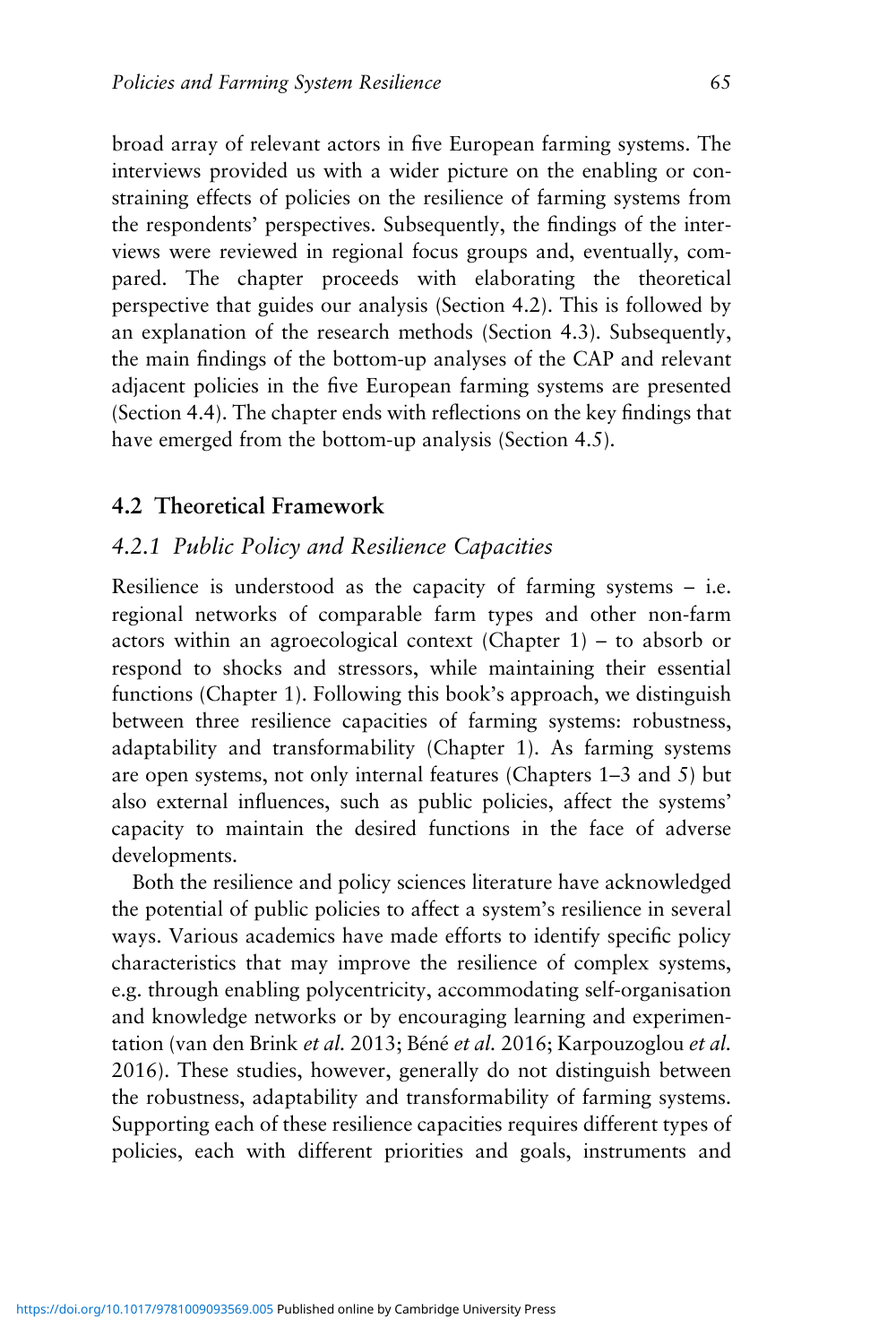broad array of relevant actors in five European farming systems. The interviews provided us with a wider picture on the enabling or constraining effects of policies on the resilience of farming systems from the respondents' perspectives. Subsequently, the findings of the interviews were reviewed in regional focus groups and, eventually, compared. The chapter proceeds with elaborating the theoretical perspective that guides our analysis (Section 4.2). This is followed by an explanation of the research methods (Section 4.3). Subsequently, the main findings of the bottom-up analyses of the CAP and relevant adjacent policies in the five European farming systems are presented (Section 4.4). The chapter ends with reflections on the key findings that have emerged from the bottom-up analysis (Section 4.5).

## 4.2 Theoretical Framework

### *4.2.1 Public Policy and Resilience Capacities*

Resilience is understood as the capacity of farming systems – i.e. regional networks of comparable farm types and other non-farm actors within an agroecological context (Chapter 1) – to absorb or respond to shocks and stressors, while maintaining their essential functions (Chapter 1). Following this book's approach, we distinguish between three resilience capacities of farming systems: robustness, adaptability and transformability (Chapter 1). As farming systems are open systems, not only internal features (Chapters 1–3 and 5) but also external influences, such as public policies, affect the systems' capacity to maintain the desired functions in the face of adverse developments.

Both the resilience and policy sciences literature have acknowledged the potential of public policies to affect a system's resilience in several ways. Various academics have made efforts to identify specific policy characteristics that may improve the resilience of complex systems, e.g. through enabling polycentricity, accommodating self-organisation and knowledge networks or by encouraging learning and experimentation (van den Brink *et al.* 2013; Béné *et al.* 2016; Karpouzoglou *et al.* 2016). These studies, however, generally do not distinguish between the robustness, adaptability and transformability of farming systems. Supporting each of these resilience capacities requires different types of policies, each with different priorities and goals, instruments and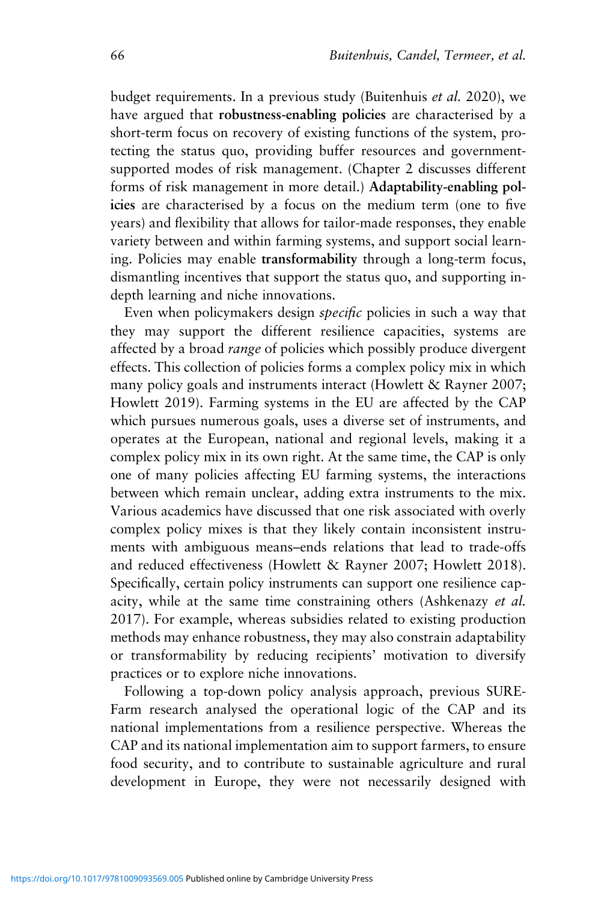budget requirements. In a previous study (Buitenhuis *et al.* 2020), we have argued that **robustness-enabling policies** are characterised by a short-term focus on recovery of existing functions of the system, protecting the status quo, providing buffer resources and government-supported modes of risk management. (Chapter 2 discusses different forms of risk management in more detail.) **Adaptability-enabling policies** are characterised by a focus on the medium term (one to five years) and flexibility that allows for tailor-made responses, they enable variety between and within farming systems, and support social learning. Policies may enable **transformability** through a long-term focus, dismantling incentives that support the status quo, and supporting in-depth learning and niche innovations.

Even when policymakers design *specific* policies in such a way that they may support the different resilience capacities, systems are affected by a broad *range* of policies which possibly produce divergent effects. This collection of policies forms a complex policy mix in which many policy goals and instruments interact (Howlett & Rayner 2007; Howlett 2019). Farming systems in the EU are affected by the CAP which pursues numerous goals, uses a diverse set of instruments, and operates at the European, national and regional levels, making it a complex policy mix in its own right. At the same time, the CAP is only one of many policies affecting EU farming systems, the interactions between which remain unclear, adding extra instruments to the mix. Various academics have discussed that one risk associated with overly complex policy mixes is that they likely contain inconsistent instruments with ambiguous means–ends relations that lead to trade-offs and reduced effectiveness (Howlett & Rayner 2007; Howlett 2018). Specifically, certain policy instruments can support one resilience capacity, while at the same time constraining others (Ashkenazy *et al.* 2017). For example, whereas subsidies related to existing production methods may enhance robustness, they may also constrain adaptability or transformability by reducing recipients' motivation to diversify practices or to explore niche innovations.

Following a top-down policy analysis approach, previous SURE-Farm research analysed the operational logic of the CAP and its national implementations from a resilience perspective. Whereas the CAP and its national implementation aim to support farmers, to ensure food security, and to contribute to sustainable agriculture and rural development in Europe, they were not necessarily designed with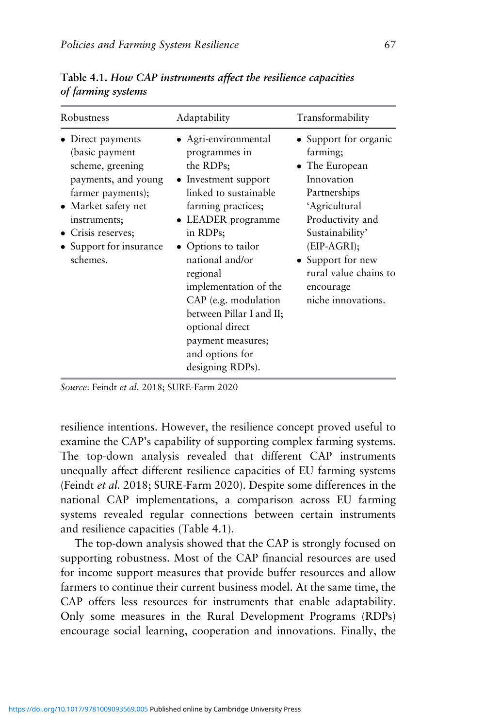**Table 4.1.** *How CAP instruments affect the resilience capacities of farming systems*

| Robustness | Adaptability | Transformability |
|---|---|---|
| • Direct payments (basic payment scheme, greening payments, and young farmer payments);<br>• Market safety net instruments;<br>• Crisis reserves;<br>• Support for insurance schemes. | • Agri-environmental programmes in the RDPs;<br>• Investment support linked to sustainable farming practices;<br>• LEADER programme in RDPs;<br>• Options to tailor national and/or regional implementation of the CAP (e.g. modulation between Pillar I and II; optional direct payment measures; and options for designing RDPs). | • Support for organic farming;<br>• The European Innovation Partnerships 'Agricultural Productivity and Sustainability' (EIP-AGRI);<br>• Support for new rural value chains to encourage niche innovations. |

*Source*: Feindt *et al*. 2018; SURE-Farm 2020

resilience intentions. However, the resilience concept proved useful to examine the CAP's capability of supporting complex farming systems. The top-down analysis revealed that different CAP instruments unequally affect different resilience capacities of EU farming systems (Feindt *et al.* 2018; SURE-Farm 2020). Despite some differences in the national CAP implementations, a comparison across EU farming systems revealed regular connections between certain instruments and resilience capacities (Table 4.1).

The top-down analysis showed that the CAP is strongly focused on supporting robustness. Most of the CAP financial resources are used for income support measures that provide buffer resources and allow farmers to continue their current business model. At the same time, the CAP offers less resources for instruments that enable adaptability. Only some measures in the Rural Development Programs (RDPs) encourage social learning, cooperation and innovations. Finally, the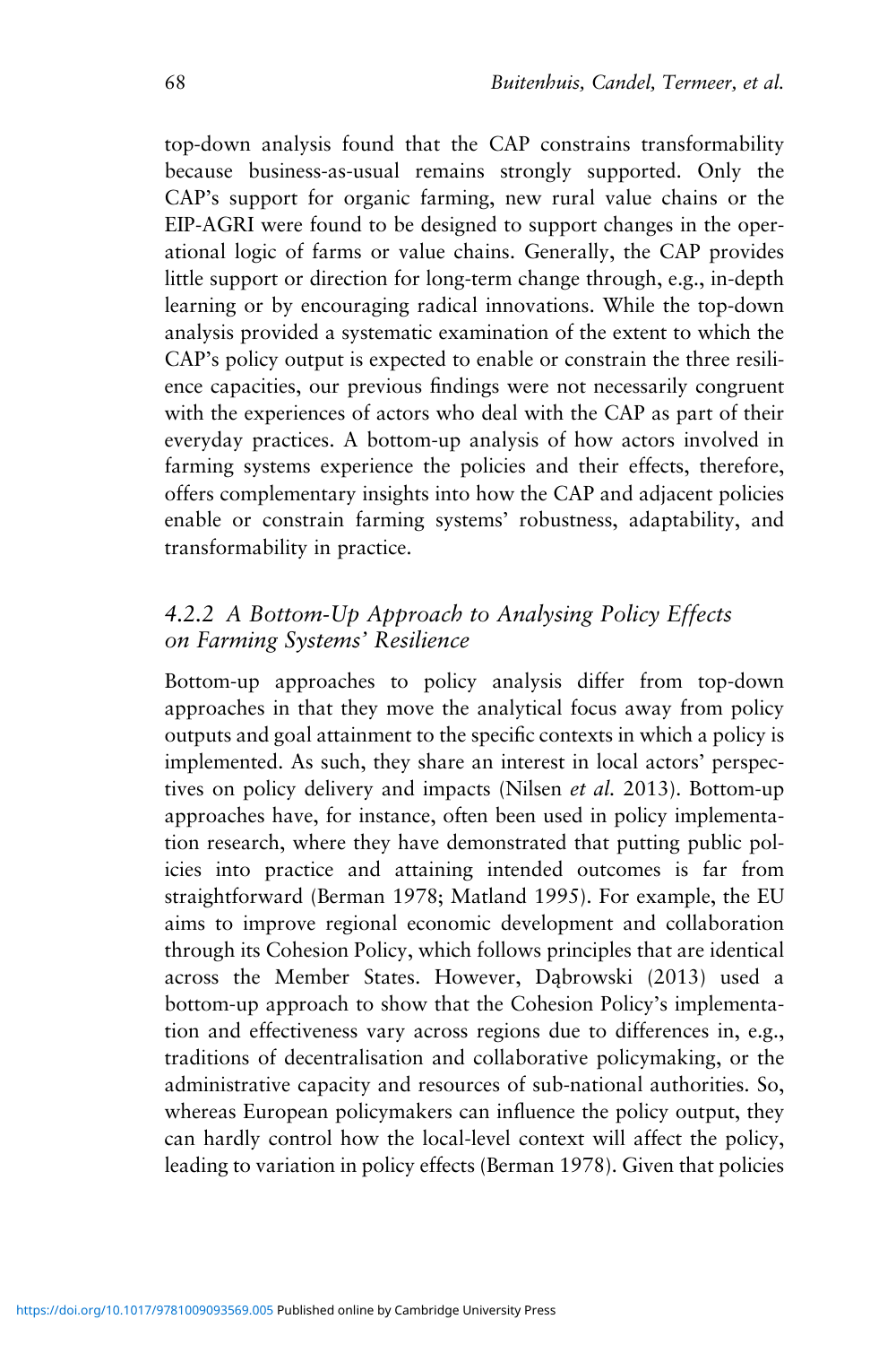top-down analysis found that the CAP constrains transformability because business-as-usual remains strongly supported. Only the CAP's support for organic farming, new rural value chains or the EIP-AGRI were found to be designed to support changes in the operational logic of farms or value chains. Generally, the CAP provides little support or direction for long-term change through, e.g., in-depth learning or by encouraging radical innovations. While the top-down analysis provided a systematic examination of the extent to which the CAP's policy output is expected to enable or constrain the three resilience capacities, our previous findings were not necessarily congruent with the experiences of actors who deal with the CAP as part of their everyday practices. A bottom-up analysis of how actors involved in farming systems experience the policies and their effects, therefore, offers complementary insights into how the CAP and adjacent policies enable or constrain farming systems' robustness, adaptability, and transformability in practice.

### *4.2.2 A Bottom-Up Approach to Analysing Policy Effects on Farming Systems' Resilience*

Bottom-up approaches to policy analysis differ from top-down approaches in that they move the analytical focus away from policy outputs and goal attainment to the specific contexts in which a policy is implemented. As such, they share an interest in local actors' perspectives on policy delivery and impacts (Nilsen *et al.* 2013). Bottom-up approaches have, for instance, often been used in policy implementation research, where they have demonstrated that putting public policies into practice and attaining intended outcomes is far from straightforward (Berman 1978; Matland 1995). For example, the EU aims to improve regional economic development and collaboration through its Cohesion Policy, which follows principles that are identical across the Member States. However, Dąbrowski (2013) used a bottom-up approach to show that the Cohesion Policy's implementation and effectiveness vary across regions due to differences in, e.g., traditions of decentralisation and collaborative policymaking, or the administrative capacity and resources of sub-national authorities. So, whereas European policymakers can influence the policy output, they can hardly control how the local-level context will affect the policy, leading to variation in policy effects (Berman 1978). Given that policies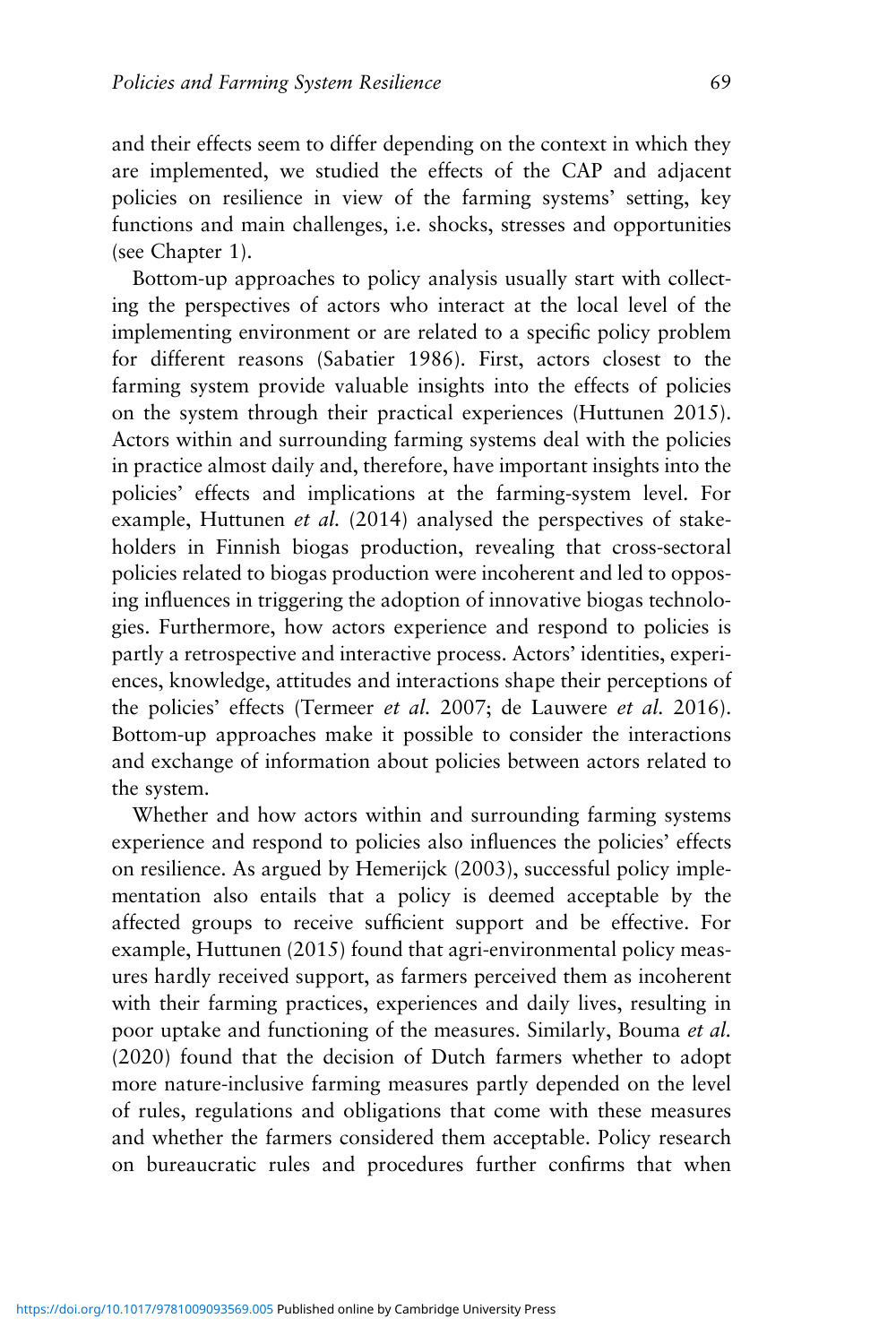and their effects seem to differ depending on the context in which they are implemented, we studied the effects of the CAP and adjacent policies on resilience in view of the farming systems' setting, key functions and main challenges, i.e. shocks, stresses and opportunities (see Chapter 1).

Bottom-up approaches to policy analysis usually start with collecting the perspectives of actors who interact at the local level of the implementing environment or are related to a specific policy problem for different reasons (Sabatier 1986). First, actors closest to the farming system provide valuable insights into the effects of policies on the system through their practical experiences (Huttunen 2015). Actors within and surrounding farming systems deal with the policies in practice almost daily and, therefore, have important insights into the policies' effects and implications at the farming-system level. For example, Huttunen *et al.* (2014) analysed the perspectives of stakeholders in Finnish biogas production, revealing that cross-sectoral policies related to biogas production were incoherent and led to opposing influences in triggering the adoption of innovative biogas technologies. Furthermore, how actors experience and respond to policies is partly a retrospective and interactive process. Actors' identities, experiences, knowledge, attitudes and interactions shape their perceptions of the policies' effects (Termeer *et al.* 2007; de Lauwere *et al.* 2016). Bottom-up approaches make it possible to consider the interactions and exchange of information about policies between actors related to the system.

Whether and how actors within and surrounding farming systems experience and respond to policies also influences the policies' effects on resilience. As argued by Hemerijck (2003), successful policy implementation also entails that a policy is deemed acceptable by the affected groups to receive sufficient support and be effective. For example, Huttunen (2015) found that agri-environmental policy measures hardly received support, as farmers perceived them as incoherent with their farming practices, experiences and daily lives, resulting in poor uptake and functioning of the measures. Similarly, Bouma *et al.* (2020) found that the decision of Dutch farmers whether to adopt more nature-inclusive farming measures partly depended on the level of rules, regulations and obligations that come with these measures and whether the farmers considered them acceptable. Policy research on bureaucratic rules and procedures further confirms that when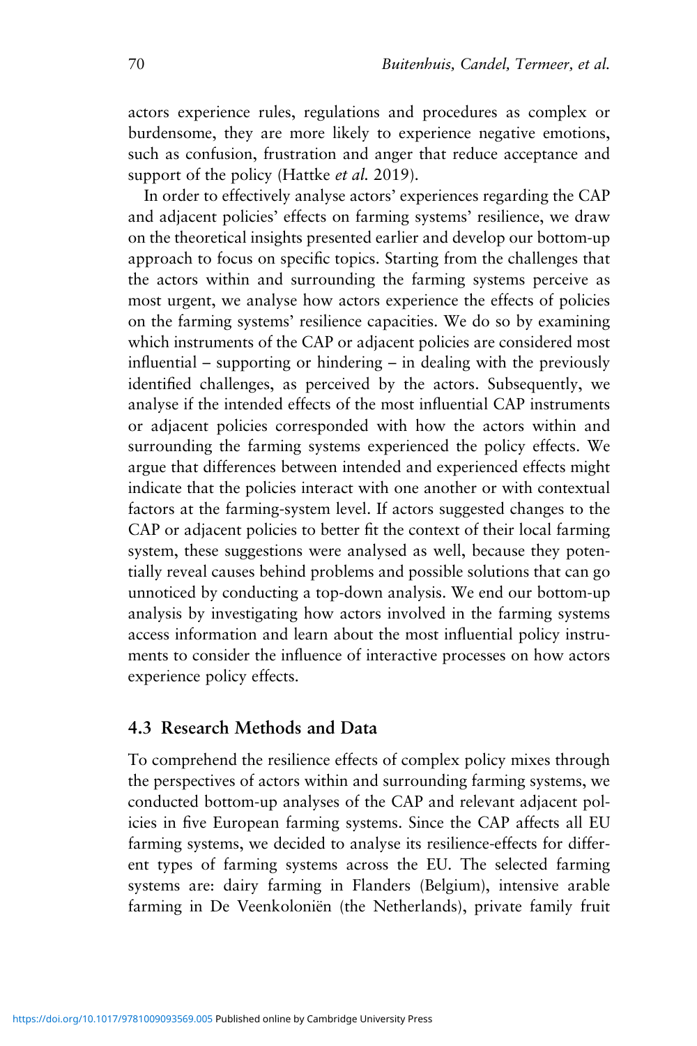actors experience rules, regulations and procedures as complex or burdensome, they are more likely to experience negative emotions, such as confusion, frustration and anger that reduce acceptance and support of the policy (Hattke *et al.* 2019).

In order to effectively analyse actors' experiences regarding the CAP and adjacent policies' effects on farming systems' resilience, we draw on the theoretical insights presented earlier and develop our bottom-up approach to focus on specific topics. Starting from the challenges that the actors within and surrounding the farming systems perceive as most urgent, we analyse how actors experience the effects of policies on the farming systems' resilience capacities. We do so by examining which instruments of the CAP or adjacent policies are considered most influential – supporting or hindering – in dealing with the previously identified challenges, as perceived by the actors. Subsequently, we analyse if the intended effects of the most influential CAP instruments or adjacent policies corresponded with how the actors within and surrounding the farming systems experienced the policy effects. We argue that differences between intended and experienced effects might indicate that the policies interact with one another or with contextual factors at the farming-system level. If actors suggested changes to the CAP or adjacent policies to better fit the context of their local farming system, these suggestions were analysed as well, because they potentially reveal causes behind problems and possible solutions that can go unnoticed by conducting a top-down analysis. We end our bottom-up analysis by investigating how actors involved in the farming systems access information and learn about the most influential policy instruments to consider the influence of interactive processes on how actors experience policy effects.

## 4.3 Research Methods and Data

To comprehend the resilience effects of complex policy mixes through the perspectives of actors within and surrounding farming systems, we conducted bottom-up analyses of the CAP and relevant adjacent policies in five European farming systems. Since the CAP affects all EU farming systems, we decided to analyse its resilience-effects for different types of farming systems across the EU. The selected farming systems are: dairy farming in Flanders (Belgium), intensive arable farming in De Veenkoloniën (the Netherlands), private family fruit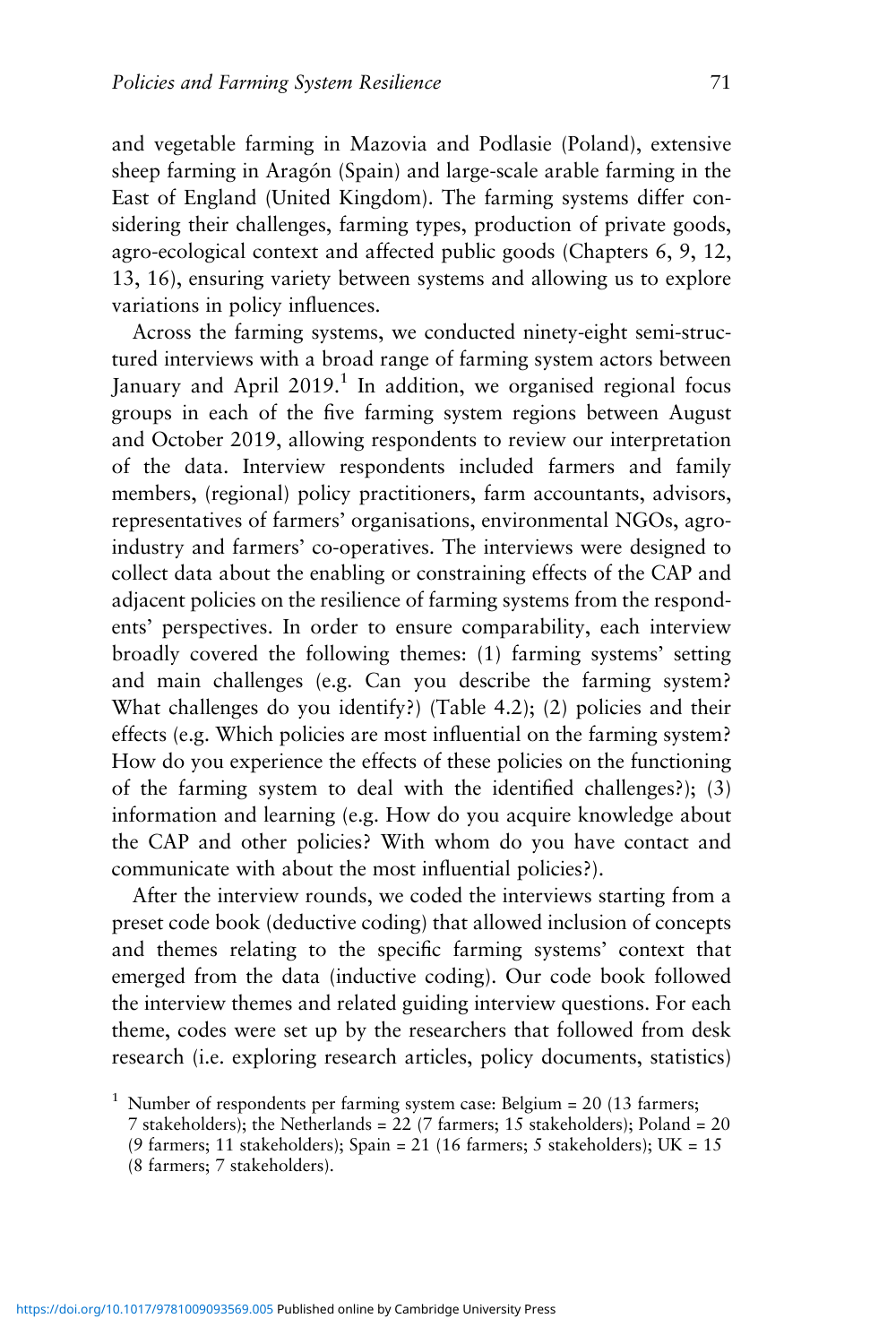and vegetable farming in Mazovia and Podlasie (Poland), extensive sheep farming in Aragón (Spain) and large-scale arable farming in the East of England (United Kingdom). The farming systems differ considering their challenges, farming types, production of private goods, agro-ecological context and affected public goods (Chapters 6, 9, 12, 13, 16), ensuring variety between systems and allowing us to explore variations in policy influences.

Across the farming systems, we conducted ninety-eight semi-structured interviews with a broad range of farming system actors between January and April 2019.[1] In addition, we organised regional focus groups in each of the five farming system regions between August and October 2019, allowing respondents to review our interpretation of the data. Interview respondents included farmers and family members, (regional) policy practitioners, farm accountants, advisors, representatives of farmers' organisations, environmental NGOs, agro-industry and farmers' co-operatives. The interviews were designed to collect data about the enabling or constraining effects of the CAP and adjacent policies on the resilience of farming systems from the respondents' perspectives. In order to ensure comparability, each interview broadly covered the following themes: (1) farming systems' setting and main challenges (e.g. Can you describe the farming system? What challenges do you identify?) (Table 4.2); (2) policies and their effects (e.g. Which policies are most influential on the farming system? How do you experience the effects of these policies on the functioning of the farming system to deal with the identified challenges?); (3) information and learning (e.g. How do you acquire knowledge about the CAP and other policies? With whom do you have contact and communicate with about the most influential policies?).

After the interview rounds, we coded the interviews starting from a preset code book (deductive coding) that allowed inclusion of concepts and themes relating to the specific farming systems' context that emerged from the data (inductive coding). Our code book followed the interview themes and related guiding interview questions. For each theme, codes were set up by the researchers that followed from desk research (i.e. exploring research articles, policy documents, statistics)

[1] Number of respondents per farming system case: Belgium = 20 (13 farmers; 7 stakeholders); the Netherlands = 22 (7 farmers; 15 stakeholders); Poland = 20 (9 farmers; 11 stakeholders); Spain = 21 (16 farmers; 5 stakeholders); UK = 15 (8 farmers; 7 stakeholders).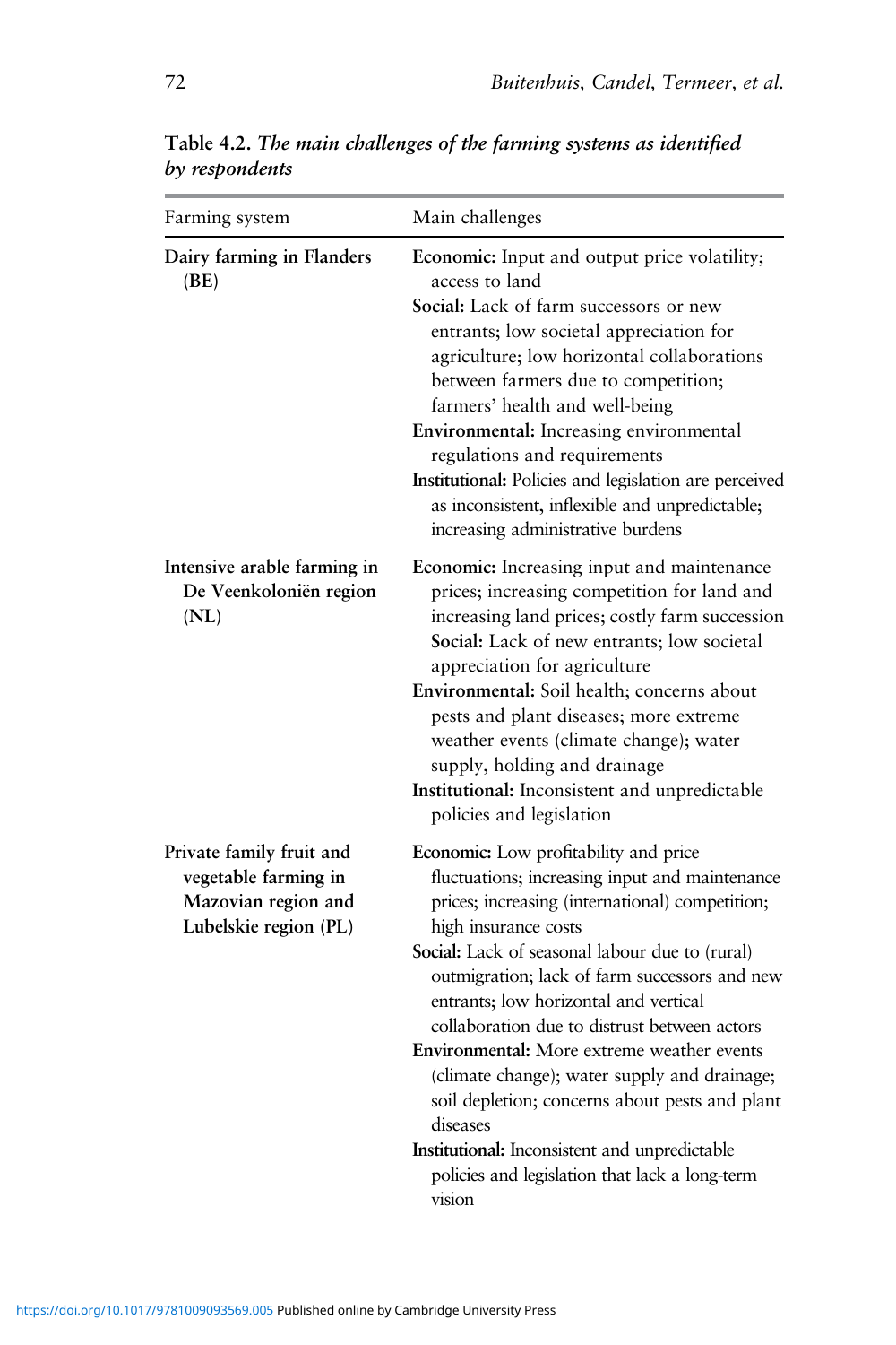**Table 4.2.** *The main challenges of the farming systems as identified by respondents*

| Farming system | Main challenges |
|---|---|
| **Dairy farming in Flanders (BE)** | **Economic:** Input and output price volatility; access to land<br>**Social:** Lack of farm successors or new entrants; low societal appreciation for agriculture; low horizontal collaborations between farmers due to competition; farmers' health and well-being<br>**Environmental:** Increasing environmental regulations and requirements<br>**Institutional:** Policies and legislation are perceived as inconsistent, inflexible and unpredictable; increasing administrative burdens |
| **Intensive arable farming in De Veenkoloniën region (NL)** | **Economic:** Increasing input and maintenance prices; increasing competition for land and increasing land prices; costly farm succession<br>**Social:** Lack of new entrants; low societal appreciation for agriculture<br>**Environmental:** Soil health; concerns about pests and plant diseases; more extreme weather events (climate change); water supply, holding and drainage<br>**Institutional:** Inconsistent and unpredictable policies and legislation |
| **Private family fruit and vegetable farming in Mazovian region and Lubelskie region (PL)** | **Economic:** Low profitability and price fluctuations; increasing input and maintenance prices; increasing (international) competition; high insurance costs<br>**Social:** Lack of seasonal labour due to (rural) outmigration; lack of farm successors and new entrants; low horizontal and vertical collaboration due to distrust between actors<br>**Environmental:** More extreme weather events (climate change); water supply and drainage; soil depletion; concerns about pests and plant diseases<br>**Institutional:** Inconsistent and unpredictable policies and legislation that lack a long-term vision |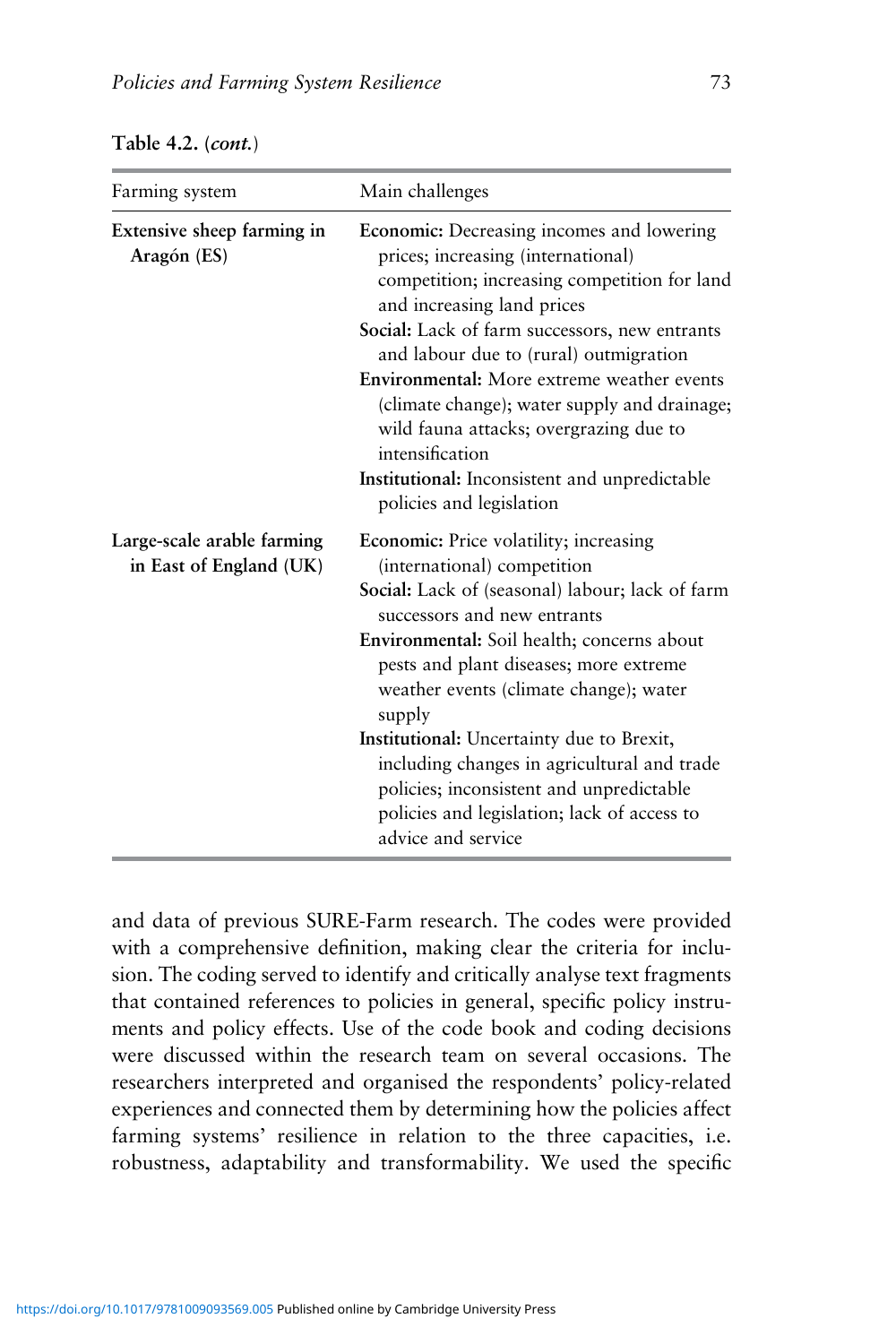Table 4.2. (*cont.*)

| Farming system | Main challenges |
|---|---|
| **Extensive sheep farming in Aragón (ES)** | **Economic:** Decreasing incomes and lowering prices; increasing (international) competition; increasing competition for land and increasing land prices<br>**Social:** Lack of farm successors, new entrants and labour due to (rural) outmigration<br>**Environmental:** More extreme weather events (climate change); water supply and drainage; wild fauna attacks; overgrazing due to intensification<br>**Institutional:** Inconsistent and unpredictable policies and legislation |
| **Large-scale arable farming in East of England (UK)** | **Economic:** Price volatility; increasing (international) competition<br>**Social:** Lack of (seasonal) labour; lack of farm successors and new entrants<br>**Environmental:** Soil health; concerns about pests and plant diseases; more extreme weather events (climate change); water supply<br>**Institutional:** Uncertainty due to Brexit, including changes in agricultural and trade policies; inconsistent and unpredictable policies and legislation; lack of access to advice and service |

and data of previous SURE-Farm research. The codes were provided with a comprehensive definition, making clear the criteria for inclusion. The coding served to identify and critically analyse text fragments that contained references to policies in general, specific policy instruments and policy effects. Use of the code book and coding decisions were discussed within the research team on several occasions. The researchers interpreted and organised the respondents' policy-related experiences and connected them by determining how the policies affect farming systems' resilience in relation to the three capacities, i.e. robustness, adaptability and transformability. We used the specific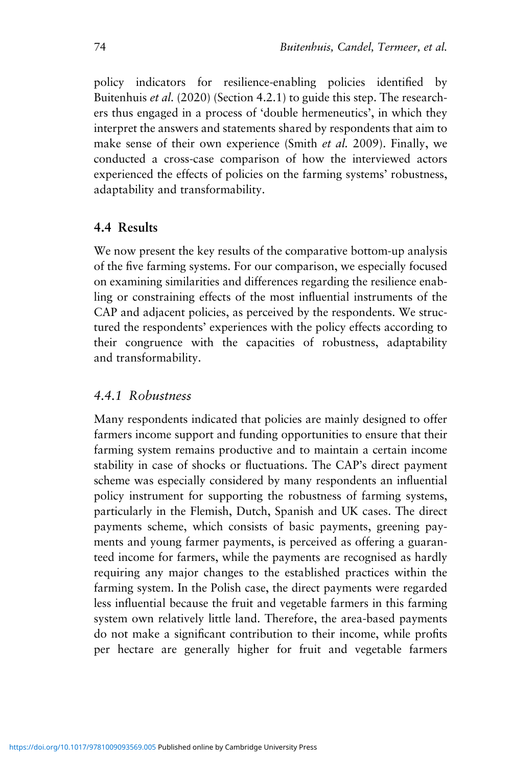policy indicators for resilience-enabling policies identified by Buitenhuis *et al.* (2020) (Section 4.2.1) to guide this step. The researchers thus engaged in a process of 'double hermeneutics', in which they interpret the answers and statements shared by respondents that aim to make sense of their own experience (Smith *et al.* 2009). Finally, we conducted a cross-case comparison of how the interviewed actors experienced the effects of policies on the farming systems' robustness, adaptability and transformability.

## 4.4 Results

We now present the key results of the comparative bottom-up analysis of the five farming systems. For our comparison, we especially focused on examining similarities and differences regarding the resilience enabling or constraining effects of the most influential instruments of the CAP and adjacent policies, as perceived by the respondents. We structured the respondents' experiences with the policy effects according to their congruence with the capacities of robustness, adaptability and transformability.

### *4.4.1 Robustness*

Many respondents indicated that policies are mainly designed to offer farmers income support and funding opportunities to ensure that their farming system remains productive and to maintain a certain income stability in case of shocks or fluctuations. The CAP's direct payment scheme was especially considered by many respondents an influential policy instrument for supporting the robustness of farming systems, particularly in the Flemish, Dutch, Spanish and UK cases. The direct payments scheme, which consists of basic payments, greening payments and young farmer payments, is perceived as offering a guaranteed income for farmers, while the payments are recognised as hardly requiring any major changes to the established practices within the farming system. In the Polish case, the direct payments were regarded less influential because the fruit and vegetable farmers in this farming system own relatively little land. Therefore, the area-based payments do not make a significant contribution to their income, while profits per hectare are generally higher for fruit and vegetable farmers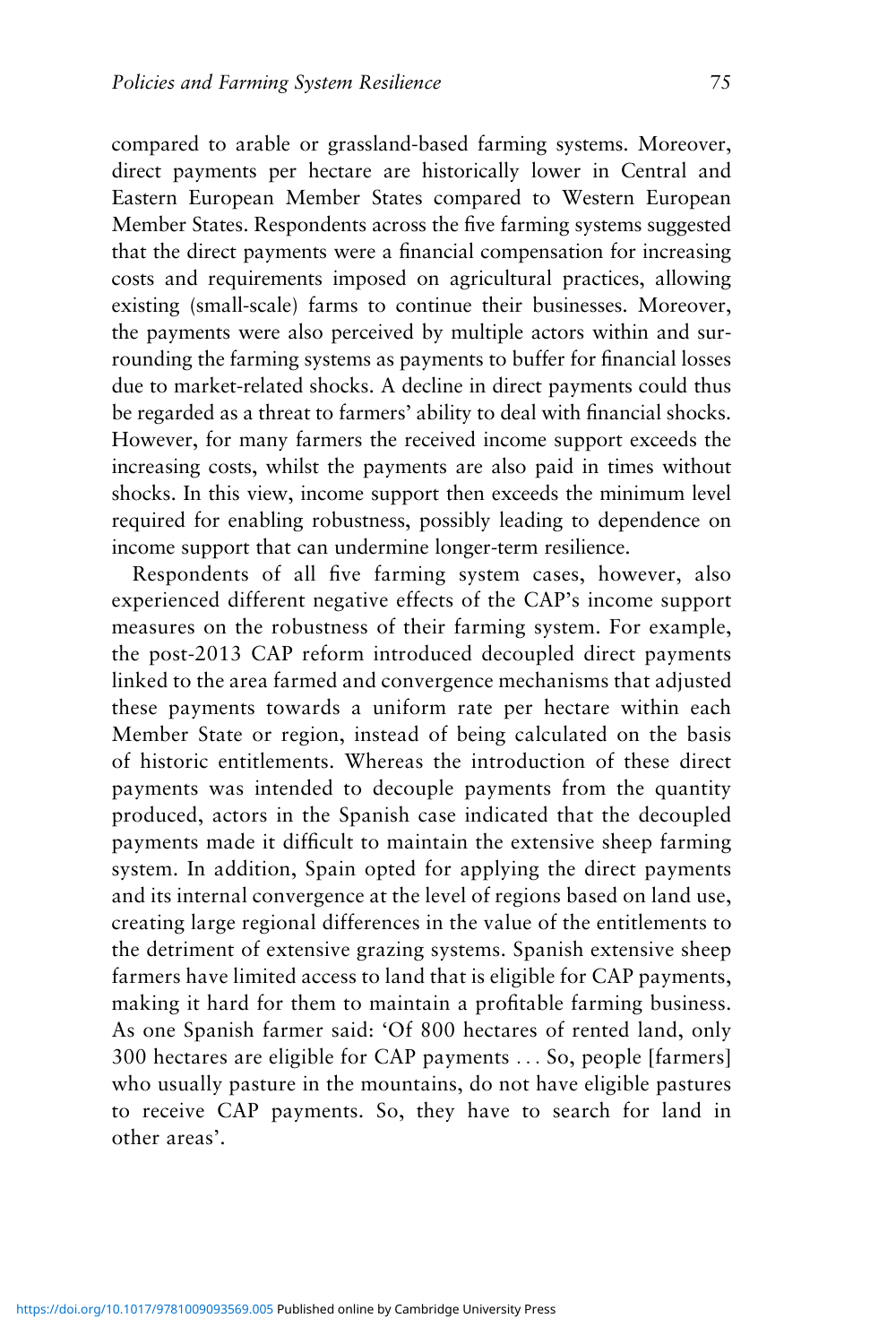compared to arable or grassland-based farming systems. Moreover, direct payments per hectare are historically lower in Central and Eastern European Member States compared to Western European Member States. Respondents across the five farming systems suggested that the direct payments were a financial compensation for increasing costs and requirements imposed on agricultural practices, allowing existing (small-scale) farms to continue their businesses. Moreover, the payments were also perceived by multiple actors within and surrounding the farming systems as payments to buffer for financial losses due to market-related shocks. A decline in direct payments could thus be regarded as a threat to farmers' ability to deal with financial shocks. However, for many farmers the received income support exceeds the increasing costs, whilst the payments are also paid in times without shocks. In this view, income support then exceeds the minimum level required for enabling robustness, possibly leading to dependence on income support that can undermine longer-term resilience.

Respondents of all five farming system cases, however, also experienced different negative effects of the CAP's income support measures on the robustness of their farming system. For example, the post-2013 CAP reform introduced decoupled direct payments linked to the area farmed and convergence mechanisms that adjusted these payments towards a uniform rate per hectare within each Member State or region, instead of being calculated on the basis of historic entitlements. Whereas the introduction of these direct payments was intended to decouple payments from the quantity produced, actors in the Spanish case indicated that the decoupled payments made it difficult to maintain the extensive sheep farming system. In addition, Spain opted for applying the direct payments and its internal convergence at the level of regions based on land use, creating large regional differences in the value of the entitlements to the detriment of extensive grazing systems. Spanish extensive sheep farmers have limited access to land that is eligible for CAP payments, making it hard for them to maintain a profitable farming business. As one Spanish farmer said: 'Of 800 hectares of rented land, only 300 hectares are eligible for CAP payments … So, people [farmers] who usually pasture in the mountains, do not have eligible pastures to receive CAP payments. So, they have to search for land in other areas'.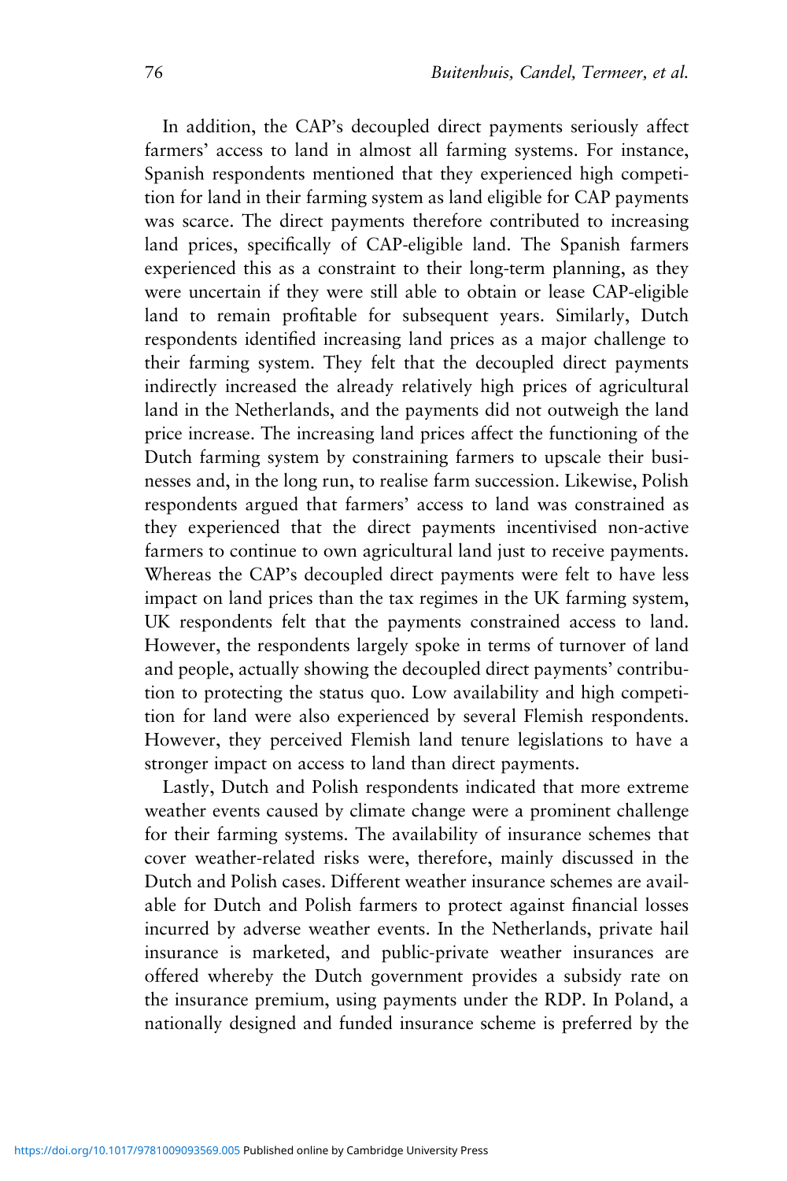In addition, the CAP's decoupled direct payments seriously affect farmers' access to land in almost all farming systems. For instance, Spanish respondents mentioned that they experienced high competition for land in their farming system as land eligible for CAP payments was scarce. The direct payments therefore contributed to increasing land prices, specifically of CAP-eligible land. The Spanish farmers experienced this as a constraint to their long-term planning, as they were uncertain if they were still able to obtain or lease CAP-eligible land to remain profitable for subsequent years. Similarly, Dutch respondents identified increasing land prices as a major challenge to their farming system. They felt that the decoupled direct payments indirectly increased the already relatively high prices of agricultural land in the Netherlands, and the payments did not outweigh the land price increase. The increasing land prices affect the functioning of the Dutch farming system by constraining farmers to upscale their businesses and, in the long run, to realise farm succession. Likewise, Polish respondents argued that farmers' access to land was constrained as they experienced that the direct payments incentivised non-active farmers to continue to own agricultural land just to receive payments. Whereas the CAP's decoupled direct payments were felt to have less impact on land prices than the tax regimes in the UK farming system, UK respondents felt that the payments constrained access to land. However, the respondents largely spoke in terms of turnover of land and people, actually showing the decoupled direct payments' contribution to protecting the status quo. Low availability and high competition for land were also experienced by several Flemish respondents. However, they perceived Flemish land tenure legislations to have a stronger impact on access to land than direct payments.

Lastly, Dutch and Polish respondents indicated that more extreme weather events caused by climate change were a prominent challenge for their farming systems. The availability of insurance schemes that cover weather-related risks were, therefore, mainly discussed in the Dutch and Polish cases. Different weather insurance schemes are available for Dutch and Polish farmers to protect against financial losses incurred by adverse weather events. In the Netherlands, private hail insurance is marketed, and public-private weather insurances are offered whereby the Dutch government provides a subsidy rate on the insurance premium, using payments under the RDP. In Poland, a nationally designed and funded insurance scheme is preferred by the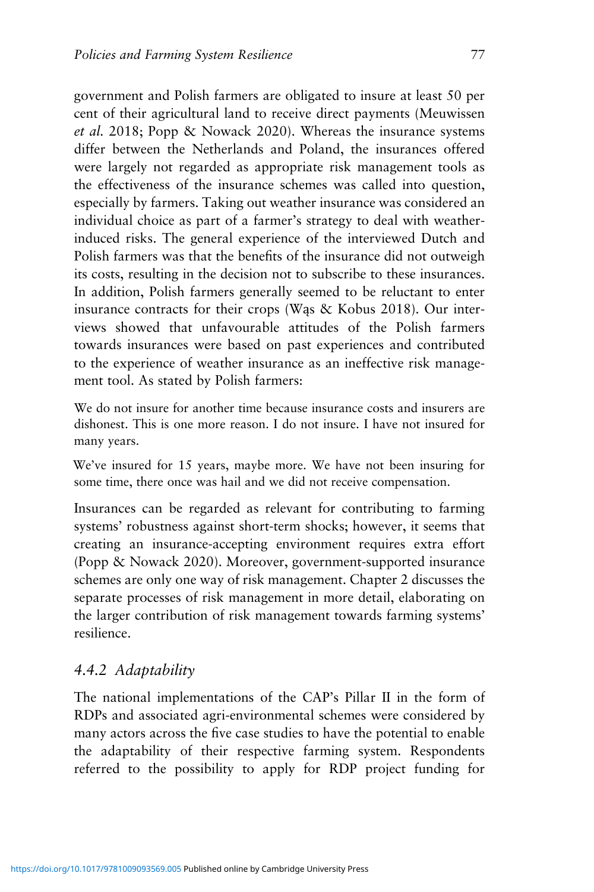government and Polish farmers are obligated to insure at least 50 per cent of their agricultural land to receive direct payments (Meuwissen *et al.* 2018; Popp & Nowack 2020). Whereas the insurance systems differ between the Netherlands and Poland, the insurances offered were largely not regarded as appropriate risk management tools as the effectiveness of the insurance schemes was called into question, especially by farmers. Taking out weather insurance was considered an individual choice as part of a farmer's strategy to deal with weather-induced risks. The general experience of the interviewed Dutch and Polish farmers was that the benefits of the insurance did not outweigh its costs, resulting in the decision not to subscribe to these insurances. In addition, Polish farmers generally seemed to be reluctant to enter insurance contracts for their crops (Wąs & Kobus 2018). Our interviews showed that unfavourable attitudes of the Polish farmers towards insurances were based on past experiences and contributed to the experience of weather insurance as an ineffective risk management tool. As stated by Polish farmers:

> We do not insure for another time because insurance costs and insurers are dishonest. This is one more reason. I do not insure. I have not insured for many years.

> We've insured for 15 years, maybe more. We have not been insuring for some time, there once was hail and we did not receive compensation.

Insurances can be regarded as relevant for contributing to farming systems' robustness against short-term shocks; however, it seems that creating an insurance-accepting environment requires extra effort (Popp & Nowack 2020). Moreover, government-supported insurance schemes are only one way of risk management. Chapter 2 discusses the separate processes of risk management in more detail, elaborating on the larger contribution of risk management towards farming systems' resilience.

### *4.4.2 Adaptability*

The national implementations of the CAP's Pillar II in the form of RDPs and associated agri-environmental schemes were considered by many actors across the five case studies to have the potential to enable the adaptability of their respective farming system. Respondents referred to the possibility to apply for RDP project funding for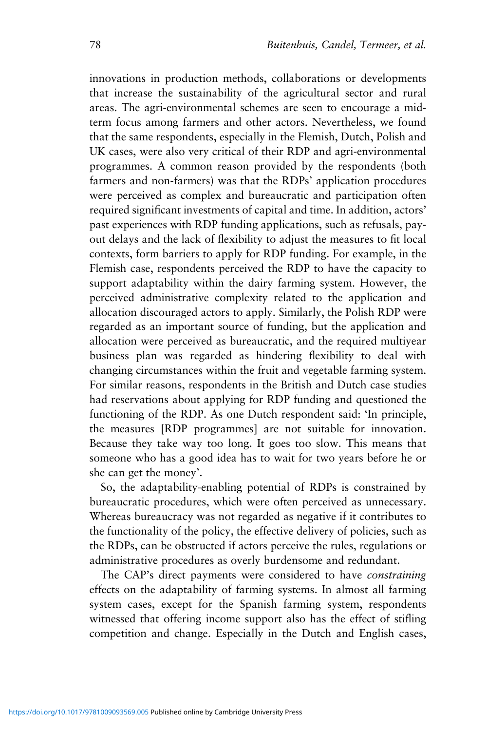innovations in production methods, collaborations or developments that increase the sustainability of the agricultural sector and rural areas. The agri-environmental schemes are seen to encourage a mid-term focus among farmers and other actors. Nevertheless, we found that the same respondents, especially in the Flemish, Dutch, Polish and UK cases, were also very critical of their RDP and agri-environmental programmes. A common reason provided by the respondents (both farmers and non-farmers) was that the RDPs' application procedures were perceived as complex and bureaucratic and participation often required significant investments of capital and time. In addition, actors' past experiences with RDP funding applications, such as refusals, pay-out delays and the lack of flexibility to adjust the measures to fit local contexts, form barriers to apply for RDP funding. For example, in the Flemish case, respondents perceived the RDP to have the capacity to support adaptability within the dairy farming system. However, the perceived administrative complexity related to the application and allocation discouraged actors to apply. Similarly, the Polish RDP were regarded as an important source of funding, but the application and allocation were perceived as bureaucratic, and the required multiyear business plan was regarded as hindering flexibility to deal with changing circumstances within the fruit and vegetable farming system. For similar reasons, respondents in the British and Dutch case studies had reservations about applying for RDP funding and questioned the functioning of the RDP. As one Dutch respondent said: 'In principle, the measures [RDP programmes] are not suitable for innovation. Because they take way too long. It goes too slow. This means that someone who has a good idea has to wait for two years before he or she can get the money'.

So, the adaptability-enabling potential of RDPs is constrained by bureaucratic procedures, which were often perceived as unnecessary. Whereas bureaucracy was not regarded as negative if it contributes to the functionality of the policy, the effective delivery of policies, such as the RDPs, can be obstructed if actors perceive the rules, regulations or administrative procedures as overly burdensome and redundant.

The CAP's direct payments were considered to have *constraining* effects on the adaptability of farming systems. In almost all farming system cases, except for the Spanish farming system, respondents witnessed that offering income support also has the effect of stifling competition and change. Especially in the Dutch and English cases,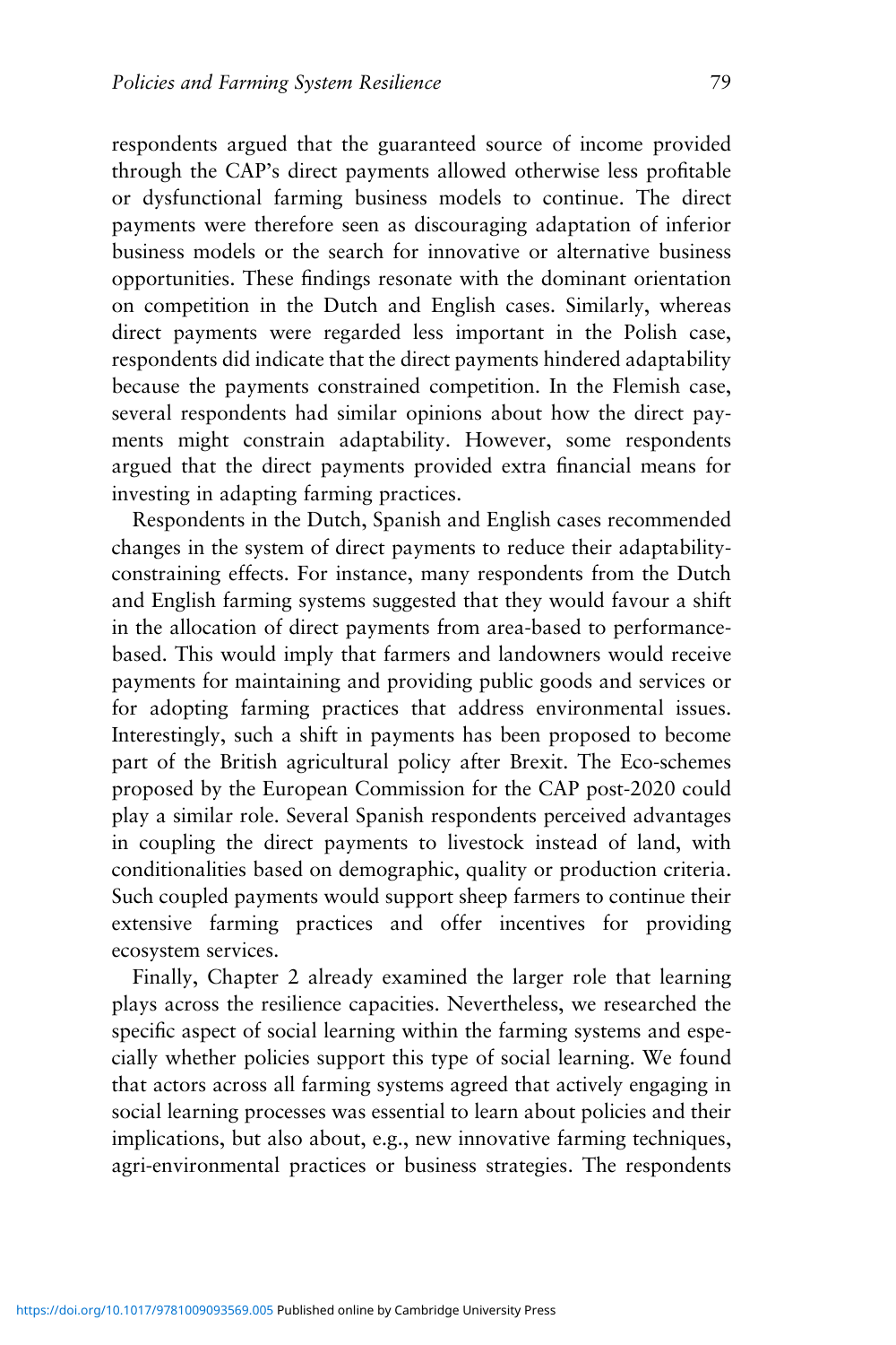respondents argued that the guaranteed source of income provided through the CAP's direct payments allowed otherwise less profitable or dysfunctional farming business models to continue. The direct payments were therefore seen as discouraging adaptation of inferior business models or the search for innovative or alternative business opportunities. These findings resonate with the dominant orientation on competition in the Dutch and English cases. Similarly, whereas direct payments were regarded less important in the Polish case, respondents did indicate that the direct payments hindered adaptability because the payments constrained competition. In the Flemish case, several respondents had similar opinions about how the direct payments might constrain adaptability. However, some respondents argued that the direct payments provided extra financial means for investing in adapting farming practices.

Respondents in the Dutch, Spanish and English cases recommended changes in the system of direct payments to reduce their adaptability-constraining effects. For instance, many respondents from the Dutch and English farming systems suggested that they would favour a shift in the allocation of direct payments from area-based to performance-based. This would imply that farmers and landowners would receive payments for maintaining and providing public goods and services or for adopting farming practices that address environmental issues. Interestingly, such a shift in payments has been proposed to become part of the British agricultural policy after Brexit. The Eco-schemes proposed by the European Commission for the CAP post-2020 could play a similar role. Several Spanish respondents perceived advantages in coupling the direct payments to livestock instead of land, with conditionalities based on demographic, quality or production criteria. Such coupled payments would support sheep farmers to continue their extensive farming practices and offer incentives for providing ecosystem services.

Finally, Chapter 2 already examined the larger role that learning plays across the resilience capacities. Nevertheless, we researched the specific aspect of social learning within the farming systems and especially whether policies support this type of social learning. We found that actors across all farming systems agreed that actively engaging in social learning processes was essential to learn about policies and their implications, but also about, e.g., new innovative farming techniques, agri-environmental practices or business strategies. The respondents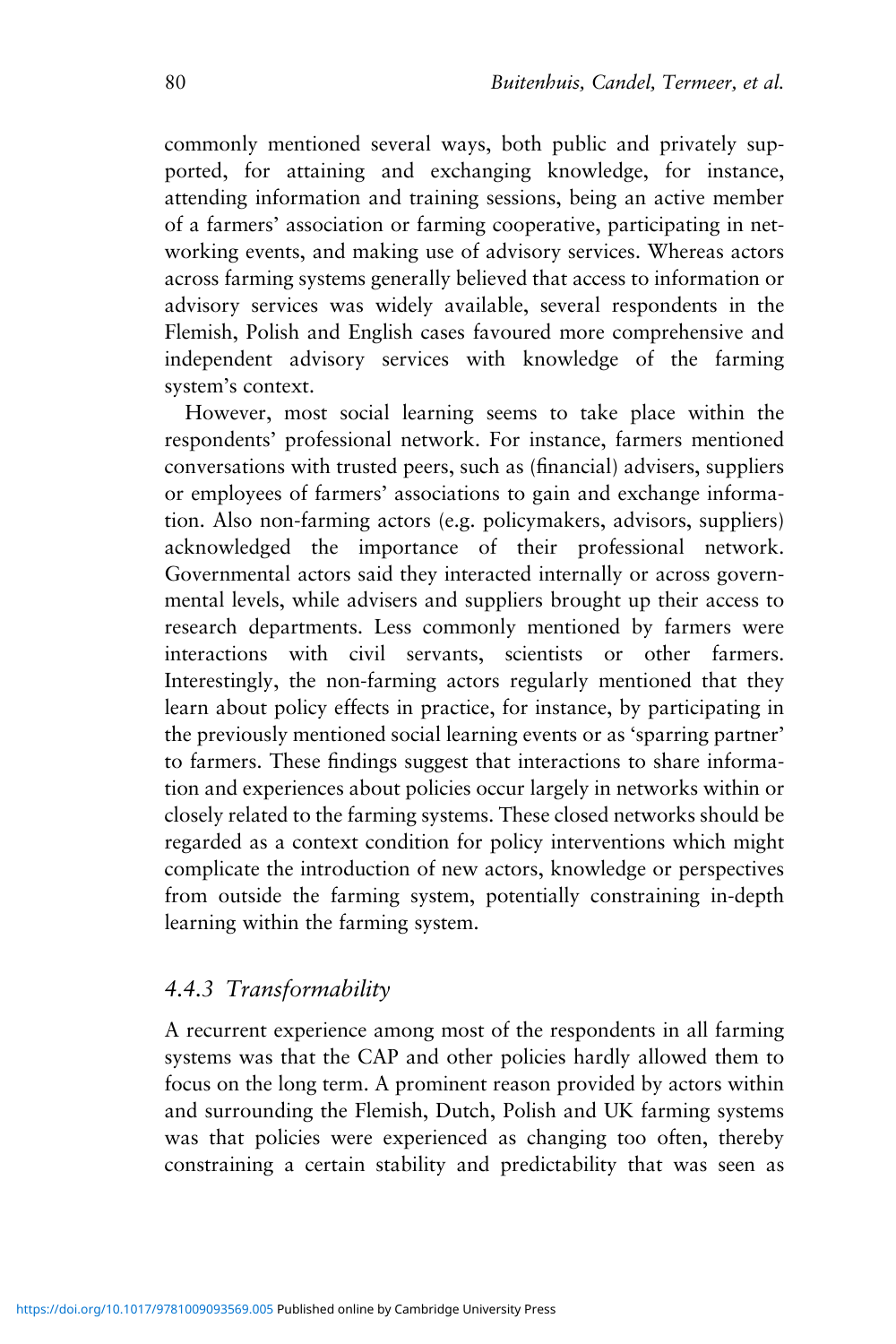commonly mentioned several ways, both public and privately supported, for attaining and exchanging knowledge, for instance, attending information and training sessions, being an active member of a farmers' association or farming cooperative, participating in networking events, and making use of advisory services. Whereas actors across farming systems generally believed that access to information or advisory services was widely available, several respondents in the Flemish, Polish and English cases favoured more comprehensive and independent advisory services with knowledge of the farming system's context.

However, most social learning seems to take place within the respondents' professional network. For instance, farmers mentioned conversations with trusted peers, such as (financial) advisers, suppliers or employees of farmers' associations to gain and exchange information. Also non-farming actors (e.g. policymakers, advisors, suppliers) acknowledged the importance of their professional network. Governmental actors said they interacted internally or across governmental levels, while advisers and suppliers brought up their access to research departments. Less commonly mentioned by farmers were interactions with civil servants, scientists or other farmers. Interestingly, the non-farming actors regularly mentioned that they learn about policy effects in practice, for instance, by participating in the previously mentioned social learning events or as 'sparring partner' to farmers. These findings suggest that interactions to share information and experiences about policies occur largely in networks within or closely related to the farming systems. These closed networks should be regarded as a context condition for policy interventions which might complicate the introduction of new actors, knowledge or perspectives from outside the farming system, potentially constraining in-depth learning within the farming system.

### *4.4.3 Transformability*

A recurrent experience among most of the respondents in all farming systems was that the CAP and other policies hardly allowed them to focus on the long term. A prominent reason provided by actors within and surrounding the Flemish, Dutch, Polish and UK farming systems was that policies were experienced as changing too often, thereby constraining a certain stability and predictability that was seen as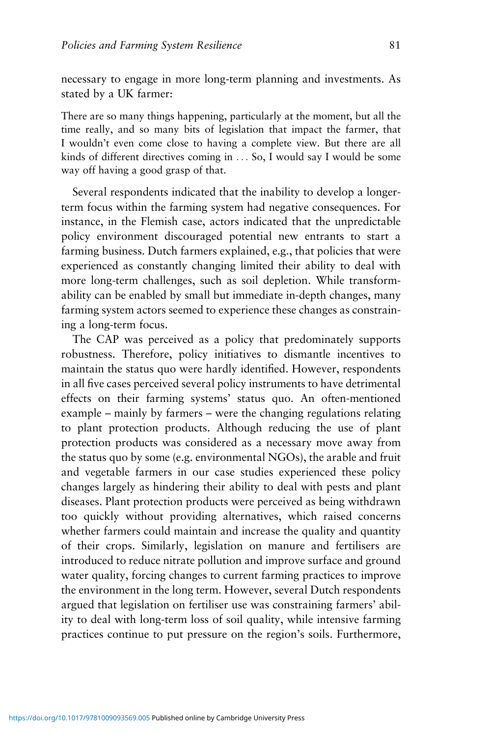necessary to engage in more long-term planning and investments. As stated by a UK farmer:

> There are so many things happening, particularly at the moment, but all the time really, and so many bits of legislation that impact the farmer, that I wouldn't even come close to having a complete view. But there are all kinds of different directives coming in ... So, I would say I would be some way off having a good grasp of that.

Several respondents indicated that the inability to develop a longer-term focus within the farming system had negative consequences. For instance, in the Flemish case, actors indicated that the unpredictable policy environment discouraged potential new entrants to start a farming business. Dutch farmers explained, e.g., that policies that were experienced as constantly changing limited their ability to deal with more long-term challenges, such as soil depletion. While transformability can be enabled by small but immediate in-depth changes, many farming system actors seemed to experience these changes as constraining a long-term focus.

The CAP was perceived as a policy that predominately supports robustness. Therefore, policy initiatives to dismantle incentives to maintain the status quo were hardly identified. However, respondents in all five cases perceived several policy instruments to have detrimental effects on their farming systems' status quo. An often-mentioned example – mainly by farmers – were the changing regulations relating to plant protection products. Although reducing the use of plant protection products was considered as a necessary move away from the status quo by some (e.g. environmental NGOs), the arable and fruit and vegetable farmers in our case studies experienced these policy changes largely as hindering their ability to deal with pests and plant diseases. Plant protection products were perceived as being withdrawn too quickly without providing alternatives, which raised concerns whether farmers could maintain and increase the quality and quantity of their crops. Similarly, legislation on manure and fertilisers are introduced to reduce nitrate pollution and improve surface and ground water quality, forcing changes to current farming practices to improve the environment in the long term. However, several Dutch respondents argued that legislation on fertiliser use was constraining farmers' ability to deal with long-term loss of soil quality, while intensive farming practices continue to put pressure on the region's soils. Furthermore,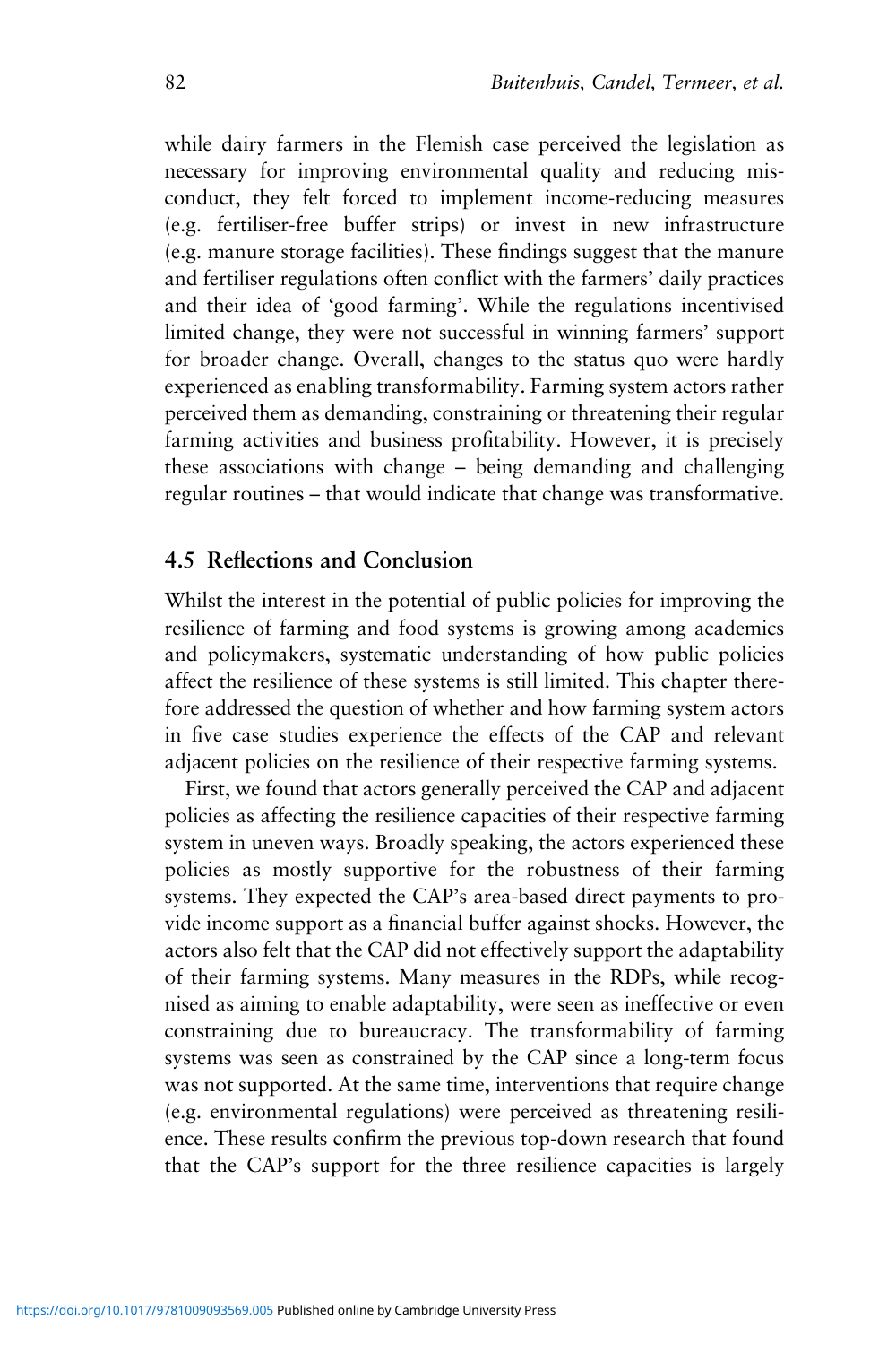while dairy farmers in the Flemish case perceived the legislation as necessary for improving environmental quality and reducing misconduct, they felt forced to implement income-reducing measures (e.g. fertiliser-free buffer strips) or invest in new infrastructure (e.g. manure storage facilities). These findings suggest that the manure and fertiliser regulations often conflict with the farmers' daily practices and their idea of 'good farming'. While the regulations incentivised limited change, they were not successful in winning farmers' support for broader change. Overall, changes to the status quo were hardly experienced as enabling transformability. Farming system actors rather perceived them as demanding, constraining or threatening their regular farming activities and business profitability. However, it is precisely these associations with change – being demanding and challenging regular routines – that would indicate that change was transformative.

## 4.5 Reflections and Conclusion

Whilst the interest in the potential of public policies for improving the resilience of farming and food systems is growing among academics and policymakers, systematic understanding of how public policies affect the resilience of these systems is still limited. This chapter therefore addressed the question of whether and how farming system actors in five case studies experience the effects of the CAP and relevant adjacent policies on the resilience of their respective farming systems.

First, we found that actors generally perceived the CAP and adjacent policies as affecting the resilience capacities of their respective farming system in uneven ways. Broadly speaking, the actors experienced these policies as mostly supportive for the robustness of their farming systems. They expected the CAP's area-based direct payments to provide income support as a financial buffer against shocks. However, the actors also felt that the CAP did not effectively support the adaptability of their farming systems. Many measures in the RDPs, while recognised as aiming to enable adaptability, were seen as ineffective or even constraining due to bureaucracy. The transformability of farming systems was seen as constrained by the CAP since a long-term focus was not supported. At the same time, interventions that require change (e.g. environmental regulations) were perceived as threatening resilience. These results confirm the previous top-down research that found that the CAP's support for the three resilience capacities is largely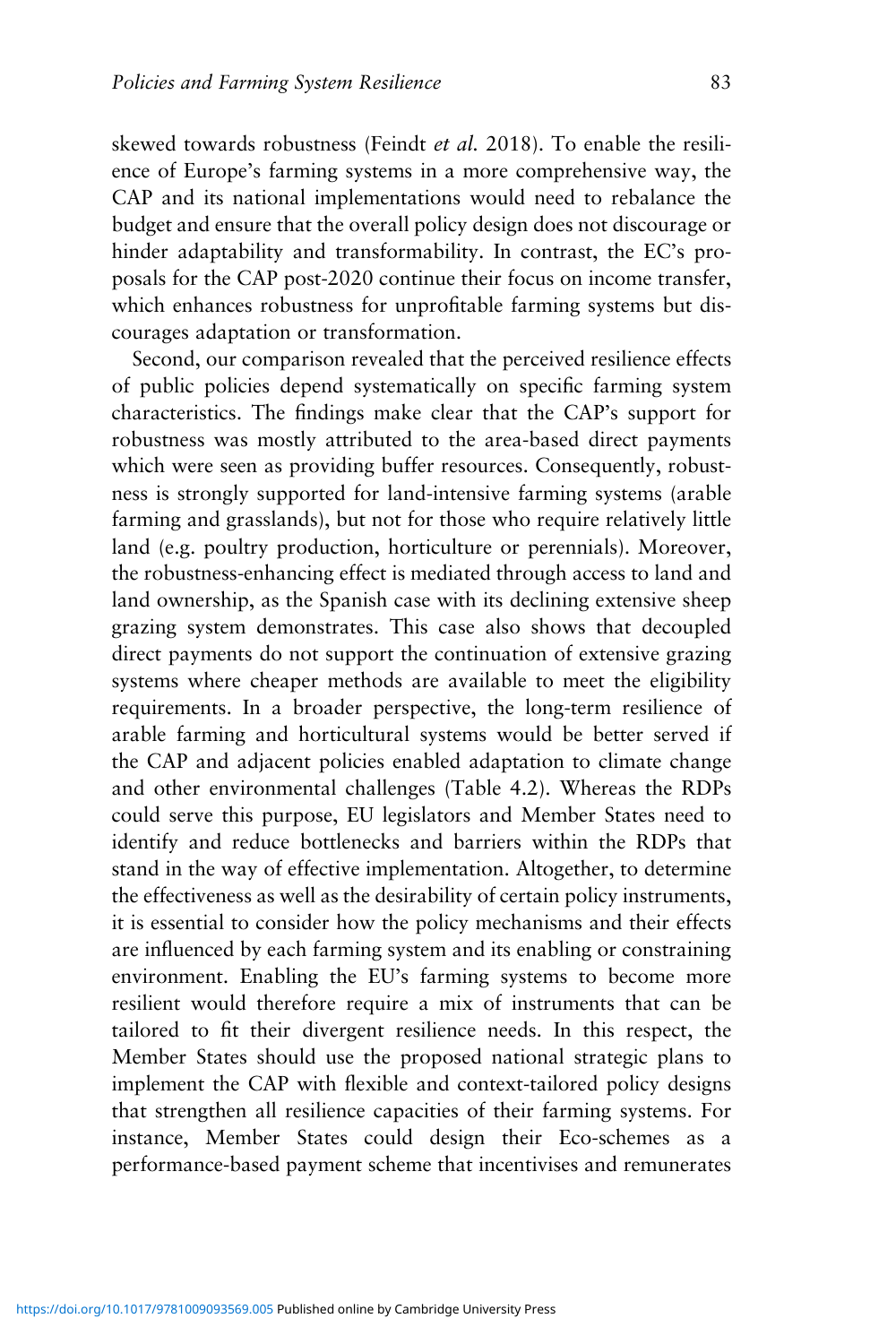skewed towards robustness (Feindt *et al.* 2018). To enable the resilience of Europe's farming systems in a more comprehensive way, the CAP and its national implementations would need to rebalance the budget and ensure that the overall policy design does not discourage or hinder adaptability and transformability. In contrast, the EC's proposals for the CAP post-2020 continue their focus on income transfer, which enhances robustness for unprofitable farming systems but discourages adaptation or transformation.

Second, our comparison revealed that the perceived resilience effects of public policies depend systematically on specific farming system characteristics. The findings make clear that the CAP's support for robustness was mostly attributed to the area-based direct payments which were seen as providing buffer resources. Consequently, robustness is strongly supported for land-intensive farming systems (arable farming and grasslands), but not for those who require relatively little land (e.g. poultry production, horticulture or perennials). Moreover, the robustness-enhancing effect is mediated through access to land and land ownership, as the Spanish case with its declining extensive sheep grazing system demonstrates. This case also shows that decoupled direct payments do not support the continuation of extensive grazing systems where cheaper methods are available to meet the eligibility requirements. In a broader perspective, the long-term resilience of arable farming and horticultural systems would be better served if the CAP and adjacent policies enabled adaptation to climate change and other environmental challenges (Table 4.2). Whereas the RDPs could serve this purpose, EU legislators and Member States need to identify and reduce bottlenecks and barriers within the RDPs that stand in the way of effective implementation. Altogether, to determine the effectiveness as well as the desirability of certain policy instruments, it is essential to consider how the policy mechanisms and their effects are influenced by each farming system and its enabling or constraining environment. Enabling the EU's farming systems to become more resilient would therefore require a mix of instruments that can be tailored to fit their divergent resilience needs. In this respect, the Member States should use the proposed national strategic plans to implement the CAP with flexible and context-tailored policy designs that strengthen all resilience capacities of their farming systems. For instance, Member States could design their Eco-schemes as a performance-based payment scheme that incentivises and remunerates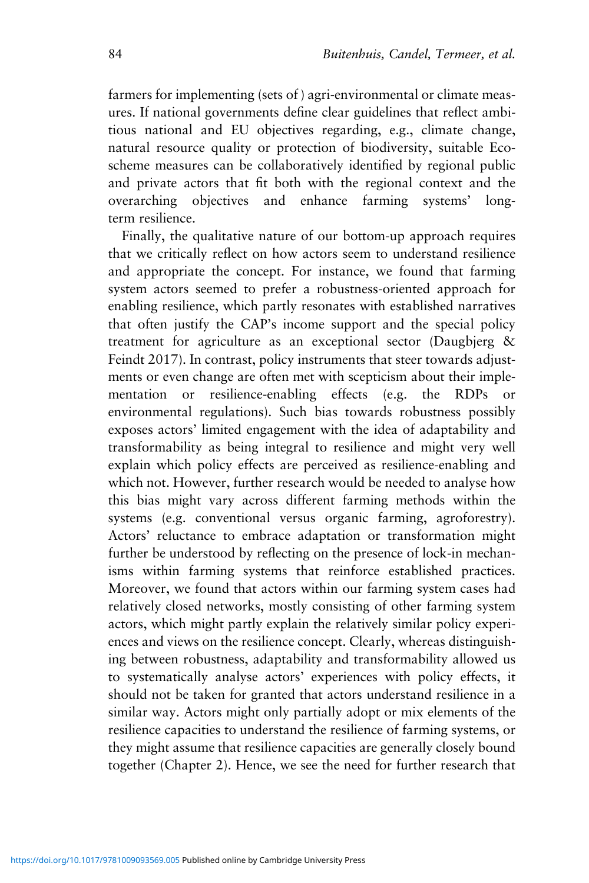farmers for implementing (sets of) agri-environmental or climate measures. If national governments define clear guidelines that reflect ambitious national and EU objectives regarding, e.g., climate change, natural resource quality or protection of biodiversity, suitable Eco-scheme measures can be collaboratively identified by regional public and private actors that fit both with the regional context and the overarching objectives and enhance farming systems' long-term resilience.

Finally, the qualitative nature of our bottom-up approach requires that we critically reflect on how actors seem to understand resilience and appropriate the concept. For instance, we found that farming system actors seemed to prefer a robustness-oriented approach for enabling resilience, which partly resonates with established narratives that often justify the CAP's income support and the special policy treatment for agriculture as an exceptional sector (Daugbjerg & Feindt 2017). In contrast, policy instruments that steer towards adjustments or even change are often met with scepticism about their implementation or resilience-enabling effects (e.g. the RDPs or environmental regulations). Such bias towards robustness possibly exposes actors' limited engagement with the idea of adaptability and transformability as being integral to resilience and might very well explain which policy effects are perceived as resilience-enabling and which not. However, further research would be needed to analyse how this bias might vary across different farming methods within the systems (e.g. conventional versus organic farming, agroforestry). Actors' reluctance to embrace adaptation or transformation might further be understood by reflecting on the presence of lock-in mechanisms within farming systems that reinforce established practices. Moreover, we found that actors within our farming system cases had relatively closed networks, mostly consisting of other farming system actors, which might partly explain the relatively similar policy experiences and views on the resilience concept. Clearly, whereas distinguishing between robustness, adaptability and transformability allowed us to systematically analyse actors' experiences with policy effects, it should not be taken for granted that actors understand resilience in a similar way. Actors might only partially adopt or mix elements of the resilience capacities to understand the resilience of farming systems, or they might assume that resilience capacities are generally closely bound together (Chapter 2). Hence, we see the need for further research that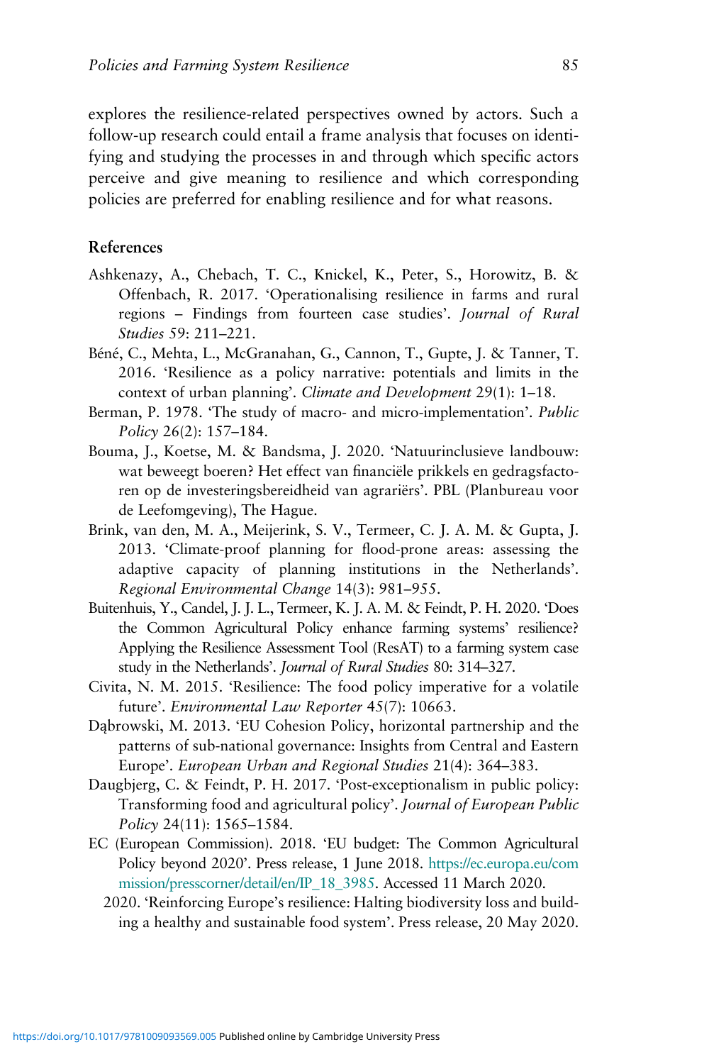explores the resilience-related perspectives owned by actors. Such a follow-up research could entail a frame analysis that focuses on identifying and studying the processes in and through which specific actors perceive and give meaning to resilience and which corresponding policies are preferred for enabling resilience and for what reasons.

## References

Ashkenazy, A., Chebach, T. C., Knickel, K., Peter, S., Horowitz, B. & Offenbach, R. 2017. 'Operationalising resilience in farms and rural regions – Findings from fourteen case studies'. *Journal of Rural Studies* 59: 211–221.

Béné, C., Mehta, L., McGranahan, G., Cannon, T., Gupte, J. & Tanner, T. 2016. 'Resilience as a policy narrative: potentials and limits in the context of urban planning'. *Climate and Development* 29(1): 1–18.

Berman, P. 1978. 'The study of macro- and micro-implementation'. *Public Policy* 26(2): 157–184.

Bouma, J., Koetse, M. & Bandsma, J. 2020. 'Natuurinclusieve landbouw: wat beweegt boeren? Het effect van financiële prikkels en gedragsfactoren op de investeringsbereidheid van agrariërs'. PBL (Planbureau voor de Leefomgeving), The Hague.

Brink, van den, M. A., Meijerink, S. V., Termeer, C. J. A. M. & Gupta, J. 2013. 'Climate-proof planning for flood-prone areas: assessing the adaptive capacity of planning institutions in the Netherlands'. *Regional Environmental Change* 14(3): 981–955.

Buitenhuis, Y., Candel, J. J. L., Termeer, K. J. A. M. & Feindt, P. H. 2020. 'Does the Common Agricultural Policy enhance farming systems' resilience? Applying the Resilience Assessment Tool (ResAT) to a farming system case study in the Netherlands'. *Journal of Rural Studies* 80: 314–327.

Civita, N. M. 2015. 'Resilience: The food policy imperative for a volatile future'. *Environmental Law Reporter* 45(7): 10663.

Dąbrowski, M. 2013. 'EU Cohesion Policy, horizontal partnership and the patterns of sub-national governance: Insights from Central and Eastern Europe'. *European Urban and Regional Studies* 21(4): 364–383.

Daugbjerg, C. & Feindt, P. H. 2017. 'Post-exceptionalism in public policy: Transforming food and agricultural policy'. *Journal of European Public Policy* 24(11): 1565–1584.

EC (European Commission). 2018. 'EU budget: The Common Agricultural Policy beyond 2020'. Press release, 1 June 2018. https://ec.europa.eu/commission/presscorner/detail/en/IP_18_3985. Accessed 11 March 2020.

2020. 'Reinforcing Europe's resilience: Halting biodiversity loss and building a healthy and sustainable food system'. Press release, 20 May 2020.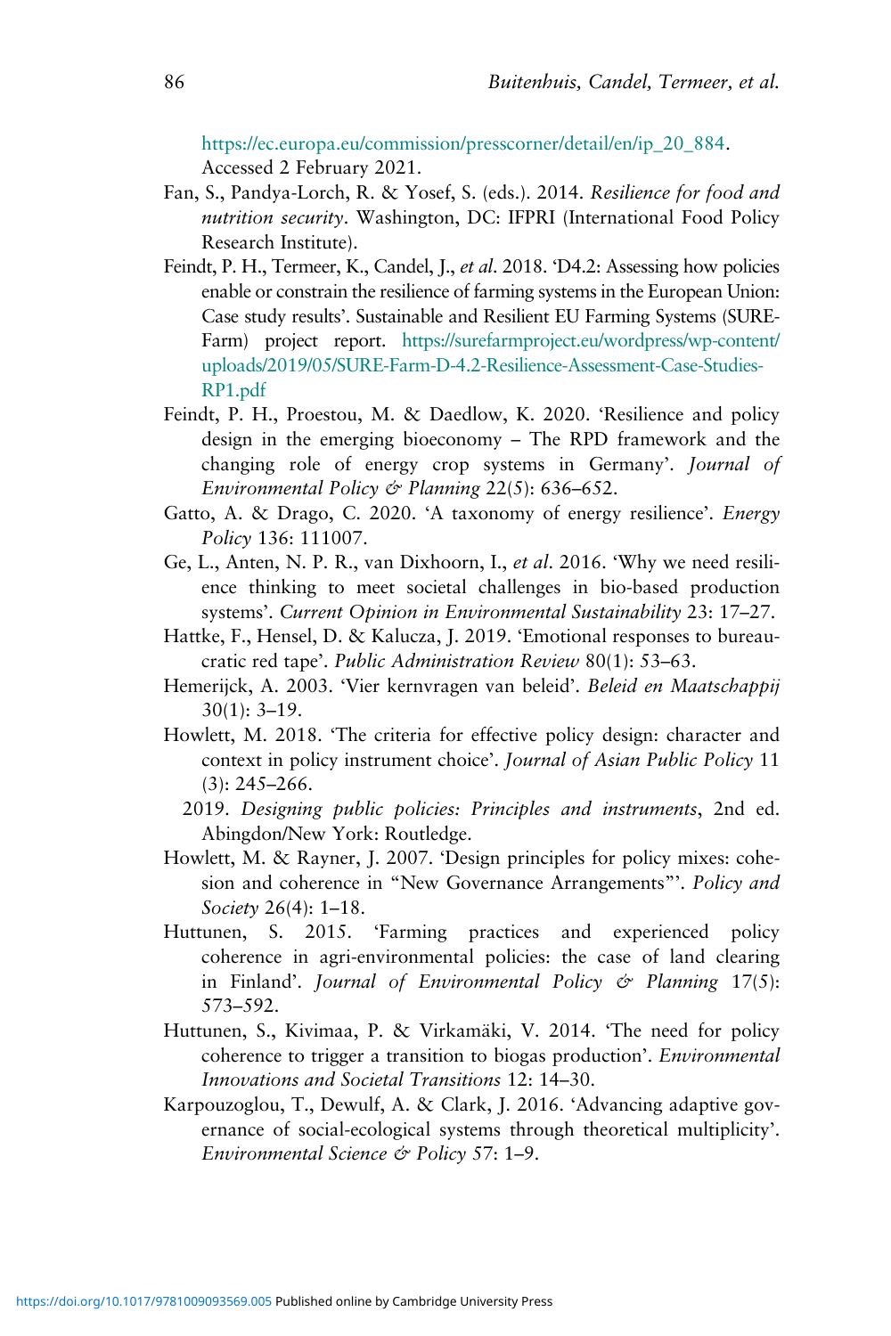https://ec.europa.eu/commission/presscorner/detail/en/ip_20_884. Accessed 2 February 2021.

Fan, S., Pandya-Lorch, R. & Yosef, S. (eds.). 2014. *Resilience for food and nutrition security*. Washington, DC: IFPRI (International Food Policy Research Institute).

Feindt, P. H., Termeer, K., Candel, J., *et al.* 2018. 'D4.2: Assessing how policies enable or constrain the resilience of farming systems in the European Union: Case study results'. Sustainable and Resilient EU Farming Systems (SURE-Farm) project report. https://surefarmproject.eu/wordpress/wp-content/uploads/2019/05/SURE-Farm-D-4.2-Resilience-Assessment-Case-Studies-RP1.pdf

Feindt, P. H., Proestou, M. & Daedlow, K. 2020. 'Resilience and policy design in the emerging bioeconomy – The RPD framework and the changing role of energy crop systems in Germany'. *Journal of Environmental Policy & Planning* 22(5): 636–652.

Gatto, A. & Drago, C. 2020. 'A taxonomy of energy resilience'. *Energy Policy* 136: 111007.

Ge, L., Anten, N. P. R., van Dixhoorn, I., *et al.* 2016. 'Why we need resilience thinking to meet societal challenges in bio-based production systems'. *Current Opinion in Environmental Sustainability* 23: 17–27.

Hattke, F., Hensel, D. & Kalucza, J. 2019. 'Emotional responses to bureaucratic red tape'. *Public Administration Review* 80(1): 53–63.

Hemerijck, A. 2003. 'Vier kernvragen van beleid'. *Beleid en Maatschappij* 30(1): 3–19.

Howlett, M. 2018. 'The criteria for effective policy design: character and context in policy instrument choice'. *Journal of Asian Public Policy* 11 (3): 245–266.

2019. *Designing public policies: Principles and instruments*, 2nd ed. Abingdon/New York: Routledge.

Howlett, M. & Rayner, J. 2007. 'Design principles for policy mixes: cohesion and coherence in "New Governance Arrangements"'. *Policy and Society* 26(4): 1–18.

Huttunen, S. 2015. 'Farming practices and experienced policy coherence in agri-environmental policies: the case of land clearing in Finland'. *Journal of Environmental Policy & Planning* 17(5): 573–592.

Huttunen, S., Kivimaa, P. & Virkamäki, V. 2014. 'The need for policy coherence to trigger a transition to biogas production'. *Environmental Innovations and Societal Transitions* 12: 14–30.

Karpouzoglou, T., Dewulf, A. & Clark, J. 2016. 'Advancing adaptive governance of social-ecological systems through theoretical multiplicity'. *Environmental Science & Policy* 57: 1–9.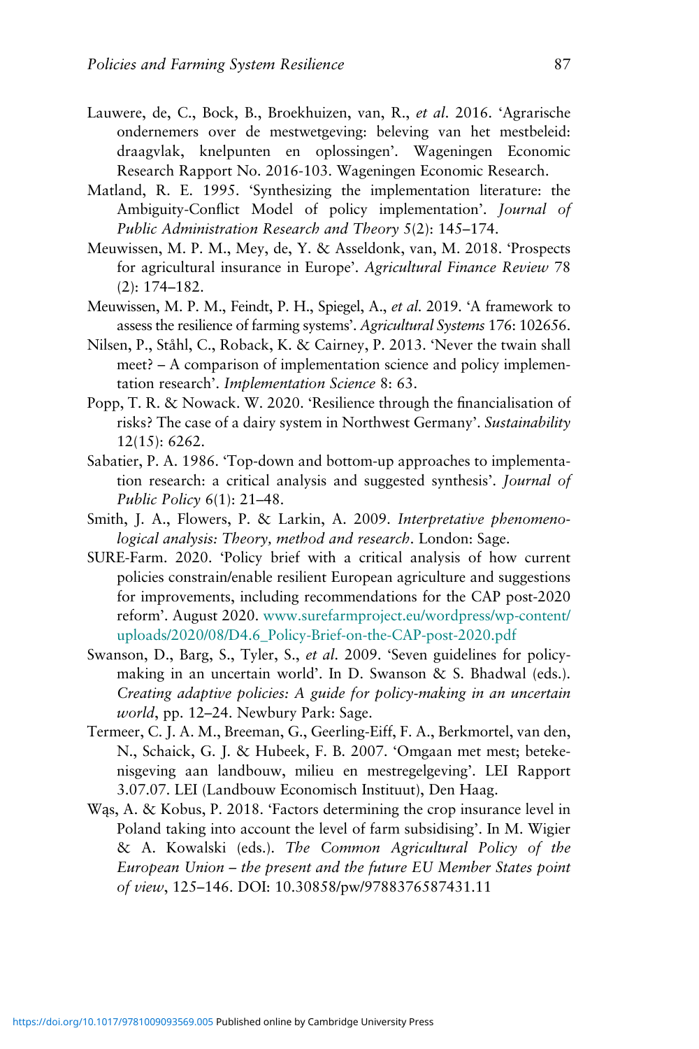Lauwere, de, C., Bock, B., Broekhuizen, van, R., *et al*. 2016. 'Agrarische ondernemers over de mestwetgeving: beleving van het mestbeleid: draagvlak, knelpunten en oplossingen'. Wageningen Economic Research Rapport No. 2016-103. Wageningen Economic Research.

Matland, R. E. 1995. 'Synthesizing the implementation literature: the Ambiguity-Conflict Model of policy implementation'. *Journal of Public Administration Research and Theory* 5(2): 145–174.

Meuwissen, M. P. M., Mey, de, Y. & Asseldonk, van, M. 2018. 'Prospects for agricultural insurance in Europe'. *Agricultural Finance Review* 78 (2): 174–182.

Meuwissen, M. P. M., Feindt, P. H., Spiegel, A., *et al*. 2019. 'A framework to assess the resilience of farming systems'. *Agricultural Systems* 176: 102656.

Nilsen, P., Ståhl, C., Roback, K. & Cairney, P. 2013. 'Never the twain shall meet? – A comparison of implementation science and policy implementation research'. *Implementation Science* 8: 63.

Popp, T. R. & Nowack. W. 2020. 'Resilience through the financialisation of risks? The case of a dairy system in Northwest Germany'. *Sustainability* 12(15): 6262.

Sabatier, P. A. 1986. 'Top-down and bottom-up approaches to implementation research: a critical analysis and suggested synthesis'. *Journal of Public Policy* 6(1): 21–48.

Smith, J. A., Flowers, P. & Larkin, A. 2009. *Interpretative phenomenological analysis: Theory, method and research*. London: Sage.

SURE-Farm. 2020. 'Policy brief with a critical analysis of how current policies constrain/enable resilient European agriculture and suggestions for improvements, including recommendations for the CAP post-2020 reform'. August 2020. www.surefarmproject.eu/wordpress/wp-content/uploads/2020/08/D4.6_Policy-Brief-on-the-CAP-post-2020.pdf

Swanson, D., Barg, S., Tyler, S., *et al*. 2009. 'Seven guidelines for policy-making in an uncertain world'. In D. Swanson & S. Bhadwal (eds.). *Creating adaptive policies: A guide for policy-making in an uncertain world*, pp. 12–24. Newbury Park: Sage.

Termeer, C. J. A. M., Breeman, G., Geerling-Eiff, F. A., Berkmortel, van den, N., Schaick, G. J. & Hubeek, F. B. 2007. 'Omgaan met mest; betekenisgeving aan landbouw, milieu en mestregelgeving'. LEI Rapport 3.07.07. LEI (Landbouw Economisch Instituut), Den Haag.

Wąs, A. & Kobus, P. 2018. 'Factors determining the crop insurance level in Poland taking into account the level of farm subsidising'. In M. Wigier & A. Kowalski (eds.). *The Common Agricultural Policy of the European Union – the present and the future EU Member States point of view*, 125–146. DOI: 10.30858/pw/9788376587431.11